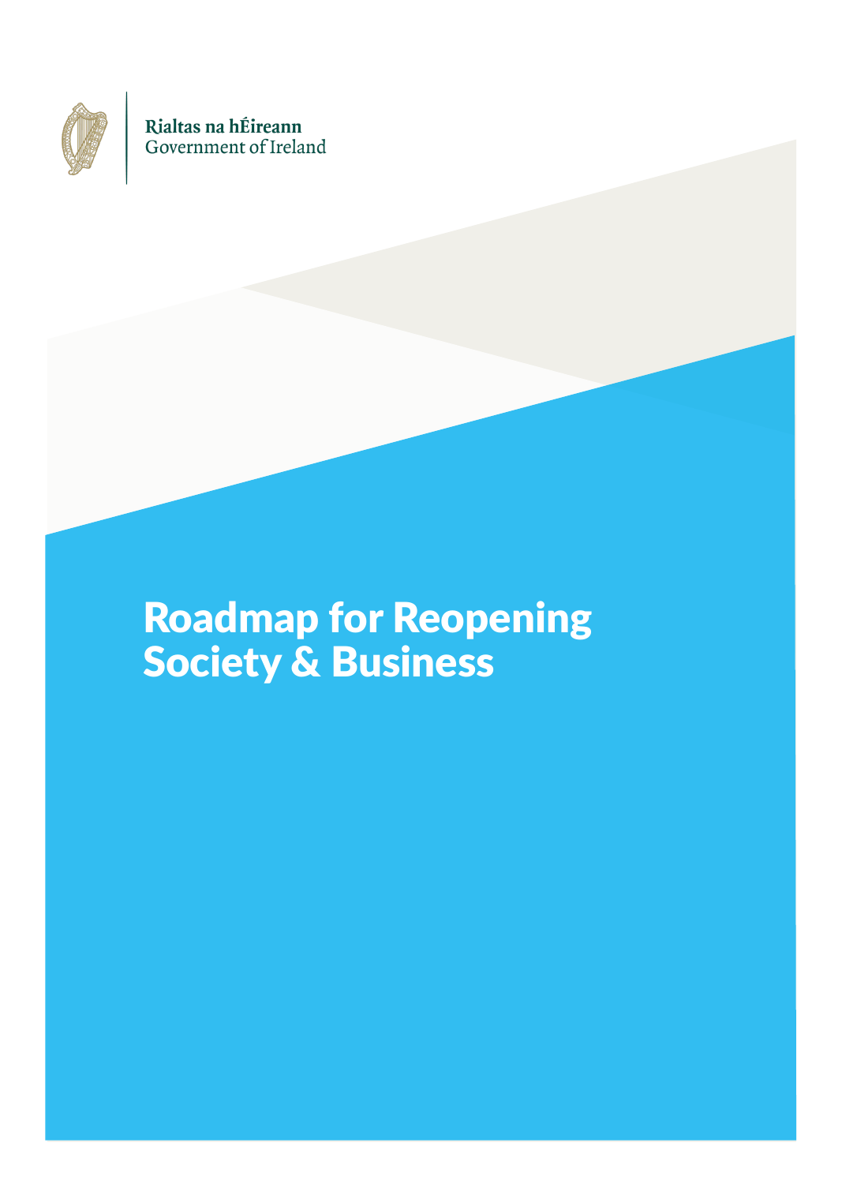Rialtas na hÉireann
Government of Ireland

# Roadmap for Reopening Society & Business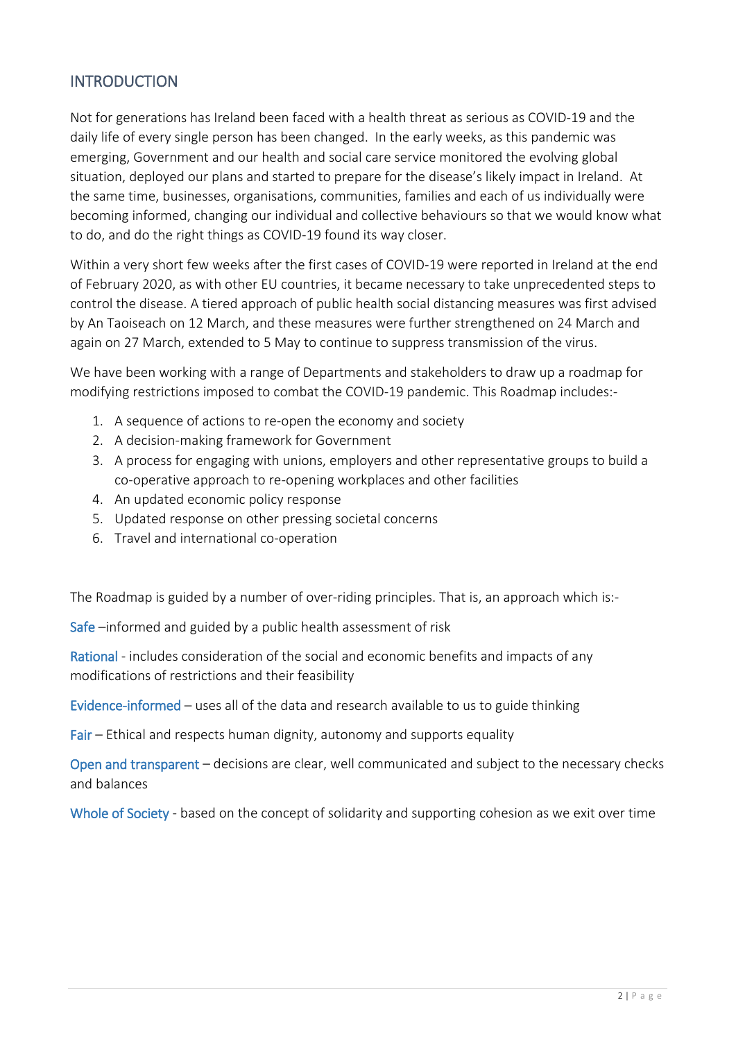## INTRODUCTION

Not for generations has Ireland been faced with a health threat as serious as COVID-19 and the daily life of every single person has been changed. In the early weeks, as this pandemic was emerging, Government and our health and social care service monitored the evolving global situation, deployed our plans and started to prepare for the disease's likely impact in Ireland. At the same time, businesses, organisations, communities, families and each of us individually were becoming informed, changing our individual and collective behaviours so that we would know what to do, and do the right things as COVID-19 found its way closer.

Within a very short few weeks after the first cases of COVID-19 were reported in Ireland at the end of February 2020, as with other EU countries, it became necessary to take unprecedented steps to control the disease. A tiered approach of public health social distancing measures was first advised by An Taoiseach on 12 March, and these measures were further strengthened on 24 March and again on 27 March, extended to 5 May to continue to suppress transmission of the virus.

We have been working with a range of Departments and stakeholders to draw up a roadmap for modifying restrictions imposed to combat the COVID-19 pandemic. This Roadmap includes:-

1. A sequence of actions to re-open the economy and society
2. A decision-making framework for Government
3. A process for engaging with unions, employers and other representative groups to build a co-operative approach to re-opening workplaces and other facilities
4. An updated economic policy response
5. Updated response on other pressing societal concerns
6. Travel and international co-operation

The Roadmap is guided by a number of over-riding principles. That is, an approach which is:-

Safe –informed and guided by a public health assessment of risk

Rational - includes consideration of the social and economic benefits and impacts of any modifications of restrictions and their feasibility

Evidence-informed – uses all of the data and research available to us to guide thinking

Fair – Ethical and respects human dignity, autonomy and supports equality

Open and transparent – decisions are clear, well communicated and subject to the necessary checks and balances

Whole of Society - based on the concept of solidarity and supporting cohesion as we exit over time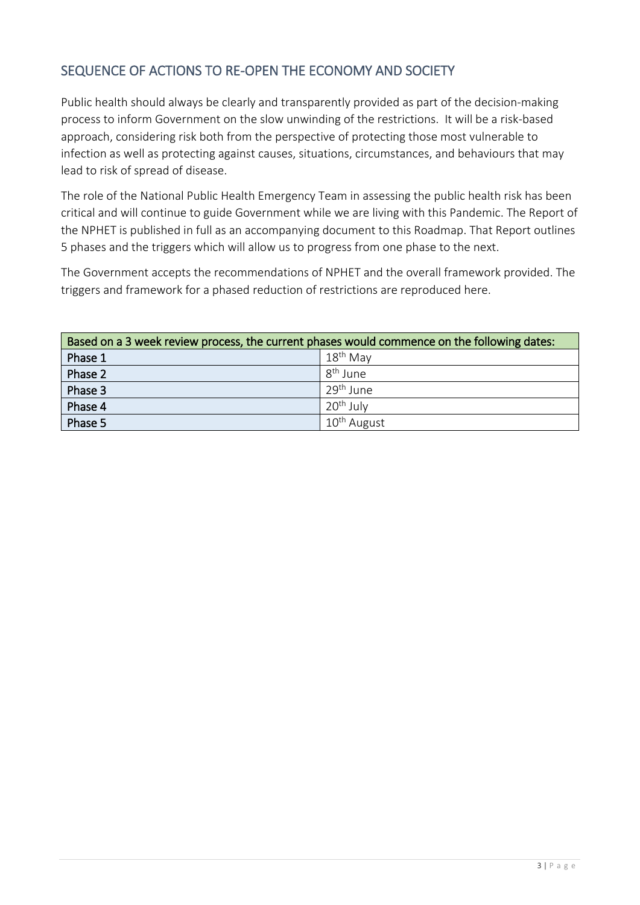## SEQUENCE OF ACTIONS TO RE-OPEN THE ECONOMY AND SOCIETY

Public health should always be clearly and transparently provided as part of the decision-making process to inform Government on the slow unwinding of the restrictions. It will be a risk-based approach, considering risk both from the perspective of protecting those most vulnerable to infection as well as protecting against causes, situations, circumstances, and behaviours that may lead to risk of spread of disease.

The role of the National Public Health Emergency Team in assessing the public health risk has been critical and will continue to guide Government while we are living with this Pandemic. The Report of the NPHET is published in full as an accompanying document to this Roadmap. That Report outlines 5 phases and the triggers which will allow us to progress from one phase to the next.

The Government accepts the recommendations of NPHET and the overall framework provided. The triggers and framework for a phased reduction of restrictions are reproduced here.

| Based on a 3 week review process, the current phases would commence on the following dates: | |
|---|---|
| Phase 1 | 18th May |
| Phase 2 | 8th June |
| Phase 3 | 29th June |
| Phase 4 | 20th July |
| Phase 5 | 10th August |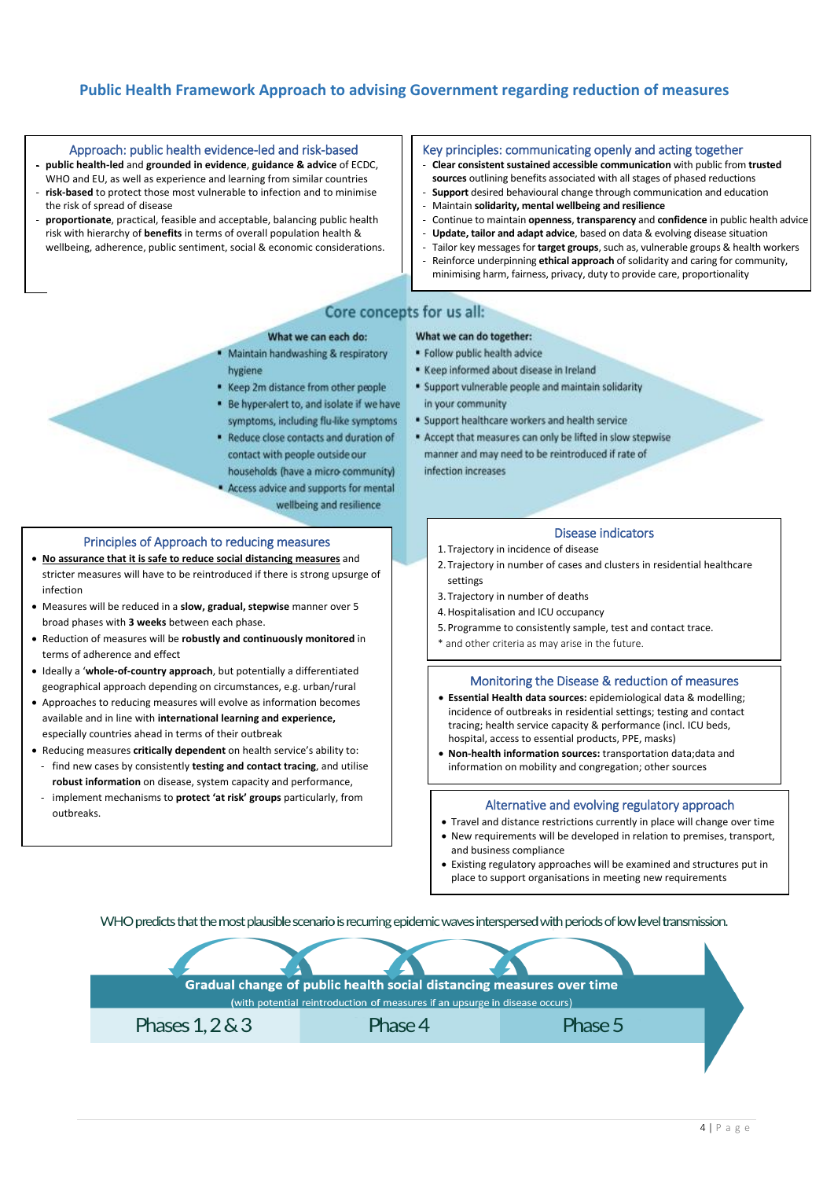# Public Health Framework Approach to advising Government regarding reduction of measures

## Approach: public health evidence-led and risk-based

- **public health-led** and **grounded in evidence**, **guidance & advice** of ECDC, WHO and EU, as well as experience and learning from similar countries
- **risk-based** to protect those most vulnerable to infection and to minimise the risk of spread of disease
- **proportionate**, practical, feasible and acceptable, balancing public health risk with hierarchy of **benefits** in terms of overall population health & wellbeing, adherence, public sentiment, social & economic considerations.

## Key principles: communicating openly and acting together

- **Clear consistent sustained accessible communication** with public from **trusted sources** outlining benefits associated with all stages of phased reductions
- **Support** desired behavioural change through communication and education
- Maintain **solidarity, mental wellbeing and resilience**
- Continue to maintain **openness**, **transparency** and **confidence** in public health advice
- **Update, tailor and adapt advice**, based on data & evolving disease situation
- Tailor key messages for **target groups**, such as, vulnerable groups & health workers
- Reinforce underpinning **ethical approach** of solidarity and caring for community, minimising harm, fairness, privacy, duty to provide care, proportionality

## Core concepts for us all:

**What we can each do:**

- Maintain handwashing & respiratory hygiene
- Keep 2m distance from other people
- Be hyper-alert to, and isolate if we have symptoms, including flu-like symptoms
- Reduce close contacts and duration of contact with people outside our households (have a micro-community)
- Access advice and supports for mental wellbeing and resilience

**What we can do together:**

- Follow public health advice
- Keep informed about disease in Ireland
- Support vulnerable people and maintain solidarity in your community
- Support healthcare workers and health service
- Accept that measures can only be lifted in slow stepwise manner and may need to be reintroduced if rate of infection increases

## Principles of Approach to reducing measures

- **No assurance that it is safe to reduce social distancing measures** and stricter measures will have to be reintroduced if there is strong upsurge of infection
- Measures will be reduced in a **slow, gradual, stepwise** manner over 5 broad phases with **3 weeks** between each phase.
- Reduction of measures will be **robustly and continuously monitored** in terms of adherence and effect
- Ideally a '**whole-of-country approach**, but potentially a differentiated geographical approach depending on circumstances, e.g. urban/rural
- Approaches to reducing measures will evolve as information becomes available and in line with **international learning and experience,** especially countries ahead in terms of their outbreak
- Reducing measures **critically dependent** on health service's ability to:
  - find new cases by consistently **testing and contact tracing**, and utilise **robust information** on disease, system capacity and performance,
  - implement mechanisms to **protect 'at risk' groups** particularly, from outbreaks.

## Disease indicators

1. Trajectory in incidence of disease
2. Trajectory in number of cases and clusters in residential healthcare settings
3. Trajectory in number of deaths
4. Hospitalisation and ICU occupancy
5. Programme to consistently sample, test and contact trace.

\* and other criteria as may arise in the future.

## Monitoring the Disease & reduction of measures

- **Essential Health data sources:** epidemiological data & modelling; incidence of outbreaks in residential settings; testing and contact tracing; health service capacity & performance (incl. ICU beds, hospital, access to essential products, PPE, masks)
- **Non-health information sources:** transportation data;data and information on mobility and congregation; other sources

## Alternative and evolving regulatory approach

- Travel and distance restrictions currently in place will change over time
- New requirements will be developed in relation to premises, transport, and business compliance
- Existing regulatory approaches will be examined and structures put in place to support organisations in meeting new requirements

WHO predicts that the most plausible scenario is recurring epidemic waves interspersed with periods of low level transmission.

**Gradual change of public health social distancing measures over time**

(with potential reintroduction of measures if an upsurge in disease occurs)

Phases 1, 2 & 3 → Phase 4 → Phase 5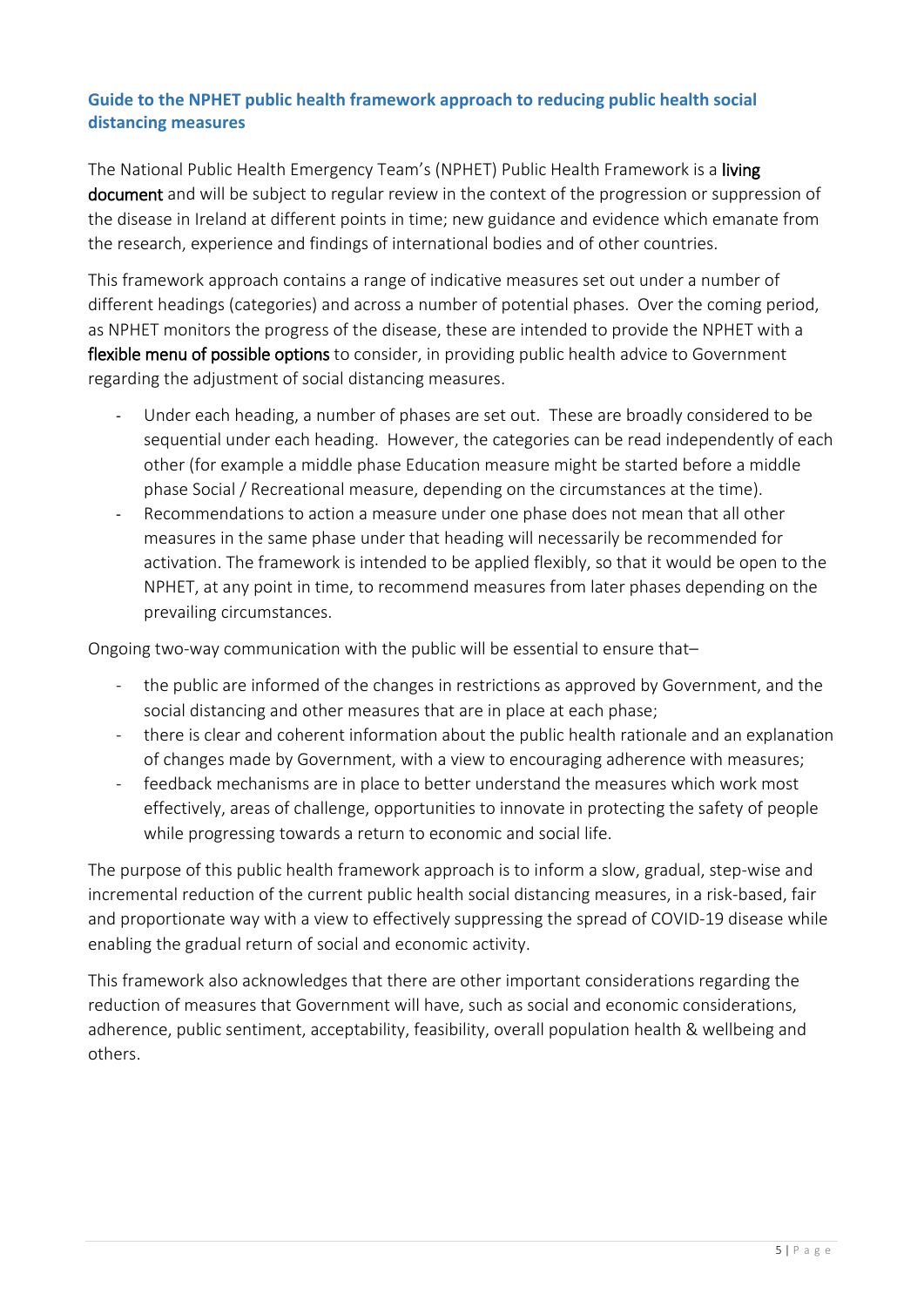## Guide to the NPHET public health framework approach to reducing public health social distancing measures

The National Public Health Emergency Team's (NPHET) Public Health Framework is a **living document** and will be subject to regular review in the context of the progression or suppression of the disease in Ireland at different points in time; new guidance and evidence which emanate from the research, experience and findings of international bodies and of other countries.

This framework approach contains a range of indicative measures set out under a number of different headings (categories) and across a number of potential phases. Over the coming period, as NPHET monitors the progress of the disease, these are intended to provide the NPHET with a **flexible menu of possible options** to consider, in providing public health advice to Government regarding the adjustment of social distancing measures.

- Under each heading, a number of phases are set out. These are broadly considered to be sequential under each heading. However, the categories can be read independently of each other (for example a middle phase Education measure might be started before a middle phase Social / Recreational measure, depending on the circumstances at the time).
- Recommendations to action a measure under one phase does not mean that all other measures in the same phase under that heading will necessarily be recommended for activation. The framework is intended to be applied flexibly, so that it would be open to the NPHET, at any point in time, to recommend measures from later phases depending on the prevailing circumstances.

Ongoing two-way communication with the public will be essential to ensure that–

- the public are informed of the changes in restrictions as approved by Government, and the social distancing and other measures that are in place at each phase;
- there is clear and coherent information about the public health rationale and an explanation of changes made by Government, with a view to encouraging adherence with measures;
- feedback mechanisms are in place to better understand the measures which work most effectively, areas of challenge, opportunities to innovate in protecting the safety of people while progressing towards a return to economic and social life.

The purpose of this public health framework approach is to inform a slow, gradual, step-wise and incremental reduction of the current public health social distancing measures, in a risk-based, fair and proportionate way with a view to effectively suppressing the spread of COVID-19 disease while enabling the gradual return of social and economic activity.

This framework also acknowledges that there are other important considerations regarding the reduction of measures that Government will have, such as social and economic considerations, adherence, public sentiment, acceptability, feasibility, overall population health & wellbeing and others.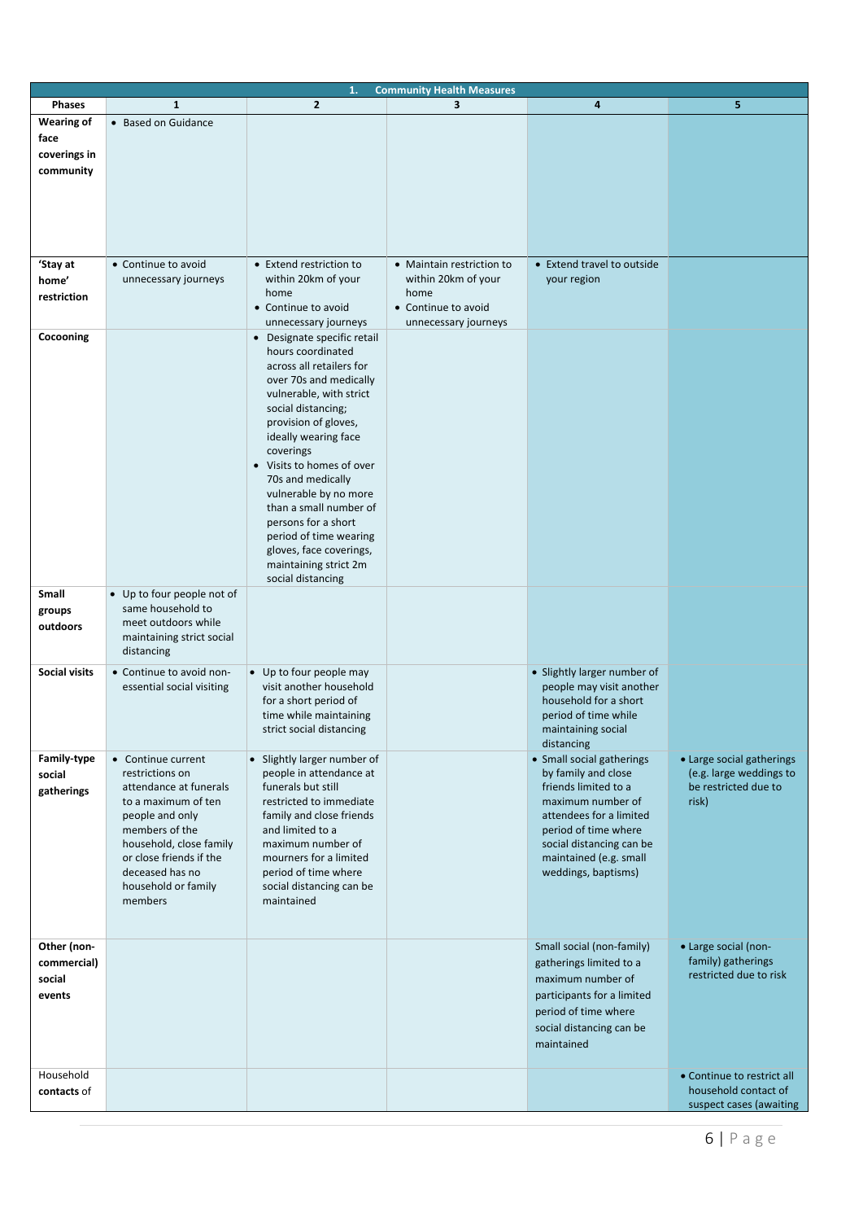| 1. Community Health Measures | | | | | |
|---|---|---|---|---|---|
| **Phases** | **1** | **2** | **3** | **4** | **5** |
| **Wearing of face coverings in community** | • Based on Guidance | | | | |
| **'Stay at home' restriction** | • Continue to avoid unnecessary journeys | • Extend restriction to within 20km of your home<br>• Continue to avoid unnecessary journeys | • Maintain restriction to within 20km of your home<br>• Continue to avoid unnecessary journeys | • Extend travel to outside your region | |
| **Cocooning** | | • Designate specific retail hours coordinated across all retailers for over 70s and medically vulnerable, with strict social distancing; provision of gloves, ideally wearing face coverings<br>• Visits to homes of over 70s and medically vulnerable by no more than a small number of persons for a short period of time wearing gloves, face coverings, maintaining strict 2m social distancing | | | |
| **Small groups outdoors** | • Up to four people not of same household to meet outdoors while maintaining strict social distancing | | | | |
| **Social visits** | • Continue to avoid non-essential social visiting | • Up to four people may visit another household for a short period of time while maintaining strict social distancing | | • Slightly larger number of people may visit another household for a short period of time while maintaining social distancing | |
| **Family-type social gatherings** | • Continue current restrictions on attendance at funerals to a maximum of ten people and only members of the household, close family or close friends if the deceased has no household or family members | • Slightly larger number of people in attendance at funerals but still restricted to immediate family and close friends and limited to a maximum number of mourners for a limited period of time where social distancing can be maintained | | • Small social gatherings by family and close friends limited to a maximum number of attendees for a limited period of time where social distancing can be maintained (e.g. small weddings, baptisms) | • Large social gatherings (e.g. large weddings to be restricted due to risk) |
| **Other (non-commercial) social events** | | | | Small social (non-family) gatherings limited to a maximum number of participants for a limited period of time where social distancing can be maintained | • Large social (non-family) gatherings restricted due to risk |
| Household **contacts** of | | | | | • Continue to restrict all household contact of suspect cases (awaiting |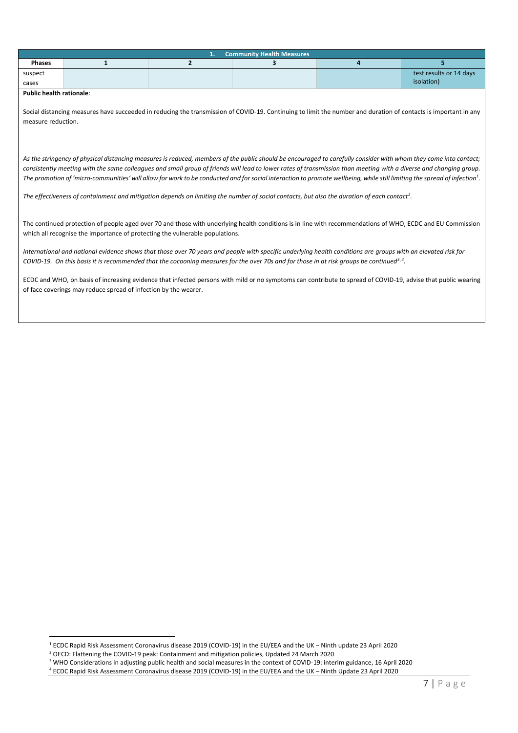| 1. Community Health Measures | | | | | |
|---|---|---|---|---|---|
| **Phases** | **1** | **2** | **3** | **4** | **5** |
| suspect cases | | | | | test results or 14 days isolation) |

**Public health rationale**:

Social distancing measures have succeeded in reducing the transmission of COVID-19. Continuing to limit the number and duration of contacts is important in any measure reduction.

*As the stringency of physical distancing measures is reduced, members of the public should be encouraged to carefully consider with whom they come into contact; consistently meeting with the same colleagues and small group of friends will lead to lower rates of transmission than meeting with a diverse and changing group. The promotion of 'micro-communities' will allow for work to be conducted and for social interaction to promote wellbeing, while still limiting the spread of infection[1].*

*The effectiveness of containment and mitigation depends on limiting the number of social contacts, but also the duration of each contact[2].*

The continued protection of people aged over 70 and those with underlying health conditions is in line with recommendations of WHO, ECDC and EU Commission which all recognise the importance of protecting the vulnerable populations.

*International and national evidence shows that those over 70 years and people with specific underlying health conditions are groups with an elevated risk for COVID-19. On this basis it is recommended that the cocooning measures for the over 70s and for those in at risk groups be continued[3,4].*

ECDC and WHO, on basis of increasing evidence that infected persons with mild or no symptoms can contribute to spread of COVID-19, advise that public wearing of face coverings may reduce spread of infection by the wearer.

---

[1] ECDC Rapid Risk Assessment Coronavirus disease 2019 (COVID-19) in the EU/EEA and the UK – Ninth update 23 April 2020

[2] OECD: Flattening the COVID-19 peak: Containment and mitigation policies, Updated 24 March 2020

[3] WHO Considerations in adjusting public health and social measures in the context of COVID-19: interim guidance, 16 April 2020

[4] ECDC Rapid Risk Assessment Coronavirus disease 2019 (COVID-19) in the EU/EEA and the UK – Ninth Update 23 April 2020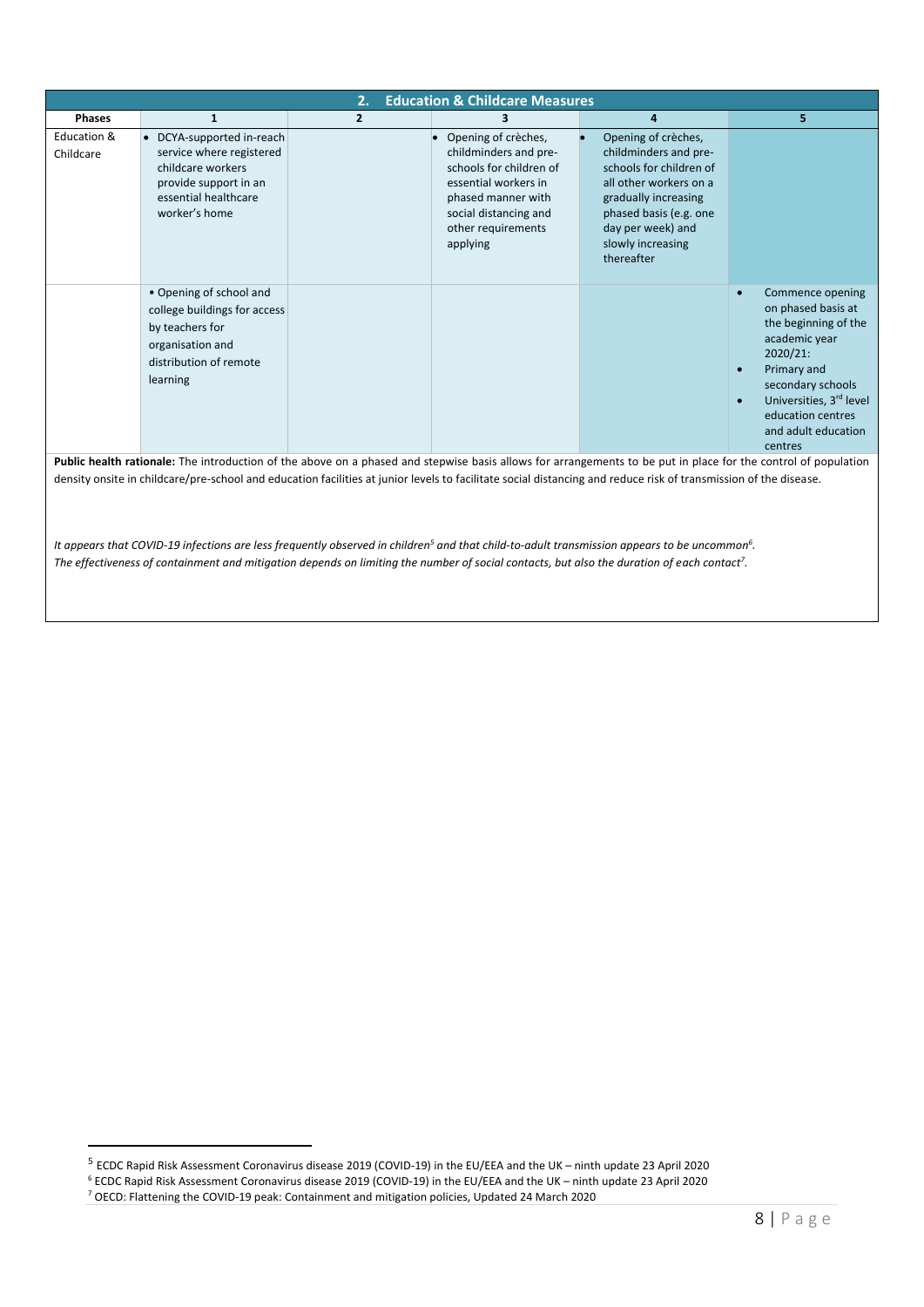| 2. Education & Childcare Measures | | | | | |
|---|---|---|---|---|---|
| **Phases** | **1** | **2** | **3** | **4** | **5** |
| Education & Childcare | • DCYA-supported in-reach service where registered childcare workers provide support in an essential healthcare worker's home | | • Opening of crèches, childminders and pre-schools for children of essential workers in phased manner with social distancing and other requirements applying | • Opening of crèches, childminders and pre-schools for children of all other workers on a gradually increasing phased basis (e.g. one day per week) and slowly increasing thereafter | |
| | • Opening of school and college buildings for access by teachers for organisation and distribution of remote learning | | | | • Commence opening on phased basis at the beginning of the academic year 2020/21:<br>• Primary and secondary schools<br>• Universities, 3rd level education centres and adult education centres |

**Public health rationale:** The introduction of the above on a phased and stepwise basis allows for arrangements to be put in place for the control of population density onsite in childcare/pre-school and education facilities at junior levels to facilitate social distancing and reduce risk of transmission of the disease.

*It appears that COVID-19 infections are less frequently observed in children[5] and that child-to-adult transmission appears to be uncommon[6].*
*The effectiveness of containment and mitigation depends on limiting the number of social contacts, but also the duration of each contact[7].*

---

[5] ECDC Rapid Risk Assessment Coronavirus disease 2019 (COVID-19) in the EU/EEA and the UK – ninth update 23 April 2020

[6] ECDC Rapid Risk Assessment Coronavirus disease 2019 (COVID-19) in the EU/EEA and the UK – ninth update 23 April 2020

[7] OECD: Flattening the COVID-19 peak: Containment and mitigation policies, Updated 24 March 2020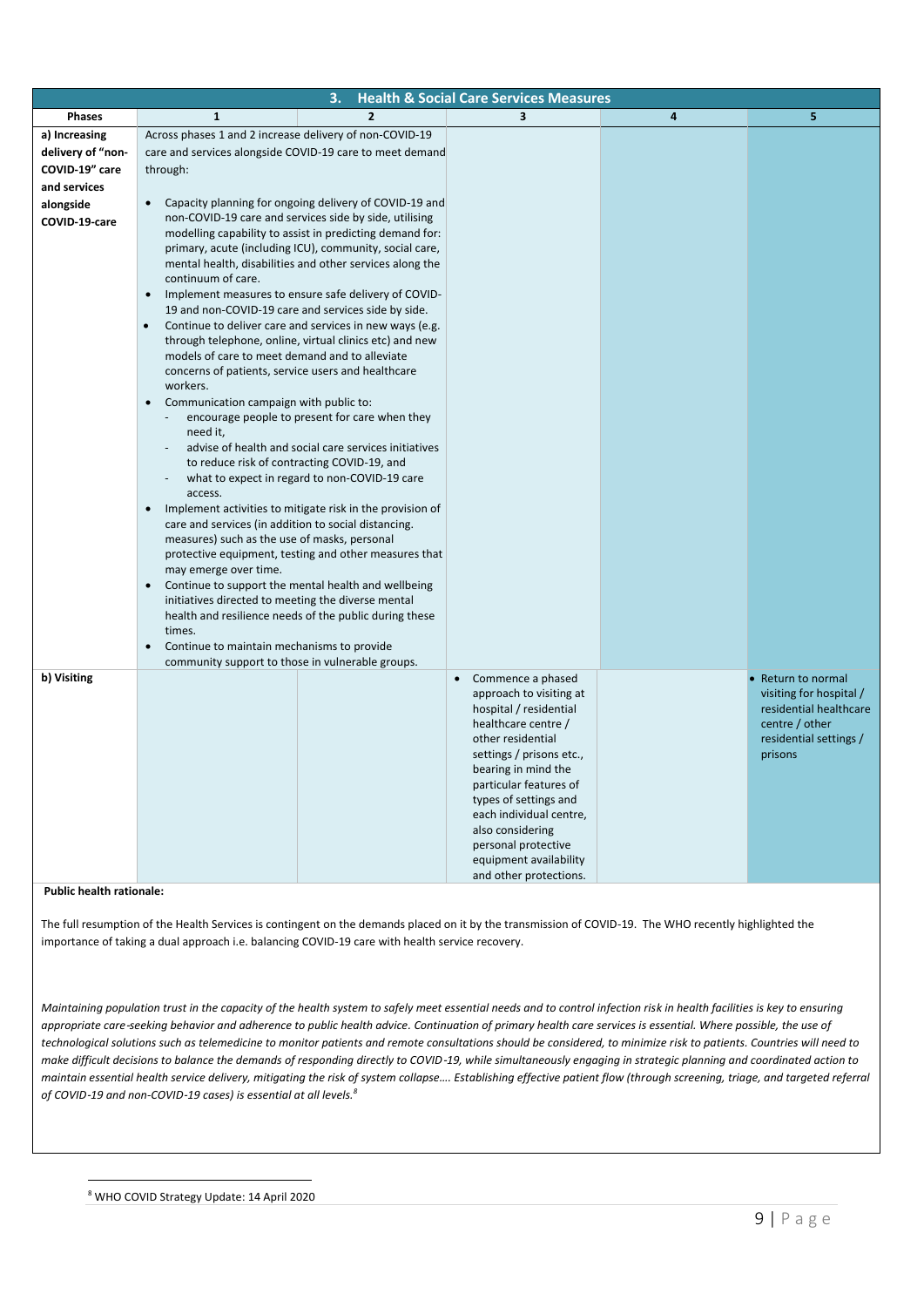| 3. Health & Social Care Services Measures | | | | | |
|---|---|---|---|---|---|
| **Phases** | **1** | **2** | **3** | **4** | **5** |
| **a) Increasing delivery of "non-COVID-19" care and services alongside COVID-19-care** | Across phases 1 and 2 increase delivery of non-COVID-19 care and services alongside COVID-19 care to meet demand through:<br>• Capacity planning for ongoing delivery of COVID-19 and non-COVID-19 care and services side by side, utilising modelling capability to assist in predicting demand for: primary, acute (including ICU), community, social care, mental health, disabilities and other services along the continuum of care.<br>• Implement measures to ensure safe delivery of COVID-19 and non-COVID-19 care and services side by side.<br>• Continue to deliver care and services in new ways (e.g. through telephone, online, virtual clinics etc) and new models of care to meet demand and to alleviate concerns of patients, service users and healthcare workers.<br>• Communication campaign with public to:<br>- encourage people to present for care when they need it,<br>- advise of health and social care services initiatives to reduce risk of contracting COVID-19, and<br>- what to expect in regard to non-COVID-19 care access.<br>• Implement activities to mitigate risk in the provision of care and services (in addition to social distancing. measures) such as the use of masks, personal protective equipment, testing and other measures that may emerge over time.<br>• Continue to support the mental health and wellbeing initiatives directed to meeting the diverse mental health and resilience needs of the public during these times.<br>• Continue to maintain mechanisms to provide community support to those in vulnerable groups. | | | | |
| **b) Visiting** | | | • Commence a phased approach to visiting at hospital / residential healthcare centre / other residential settings / prisons etc., bearing in mind the particular features of types of settings and each individual centre, also considering personal protective equipment availability and other protections. | | • Return to normal visiting for hospital / residential healthcare centre / other residential settings / prisons |

**Public health rationale:**

The full resumption of the Health Services is contingent on the demands placed on it by the transmission of COVID-19. The WHO recently highlighted the importance of taking a dual approach i.e. balancing COVID-19 care with health service recovery.

*Maintaining population trust in the capacity of the health system to safely meet essential needs and to control infection risk in health facilities is key to ensuring appropriate care-seeking behavior and adherence to public health advice. Continuation of primary health care services is essential. Where possible, the use of technological solutions such as telemedicine to monitor patients and remote consultations should be considered, to minimize risk to patients. Countries will need to make difficult decisions to balance the demands of responding directly to COVID-19, while simultaneously engaging in strategic planning and coordinated action to maintain essential health service delivery, mitigating the risk of system collapse…. Establishing effective patient flow (through screening, triage, and targeted referral of COVID-19 and non-COVID-19 cases) is essential at all levels.*[8]

[8] WHO COVID Strategy Update: 14 April 2020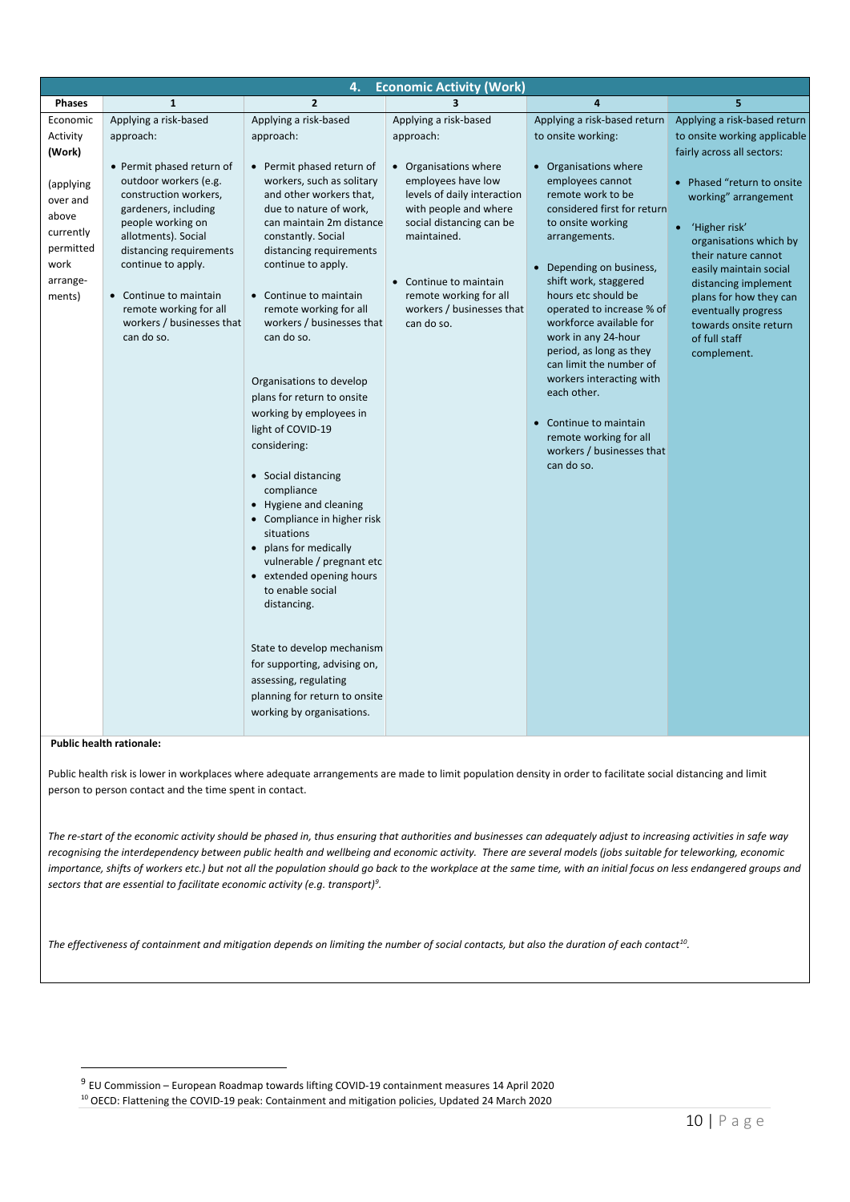| 4. Economic Activity (Work) | | | | | |
|---|---|---|---|---|---|
| **Phases** | **1** | **2** | **3** | **4** | **5** |
| Economic Activity **(Work)**<br><br>(applying over and above currently permitted work arrange-ments) | Applying a risk-based approach:<br><br>• Permit phased return of outdoor workers (e.g. construction workers, gardeners, including people working on allotments). Social distancing requirements continue to apply.<br><br>• Continue to maintain remote working for all workers / businesses that can do so. | Applying a risk-based approach:<br><br>• Permit phased return of workers, such as solitary and other workers that, due to nature of work, can maintain 2m distance constantly. Social distancing requirements continue to apply.<br><br>• Continue to maintain remote working for all workers / businesses that can do so.<br><br>Organisations to develop plans for return to onsite working by employees in light of COVID-19 considering:<br><br>• Social distancing compliance<br>• Hygiene and cleaning<br>• Compliance in higher risk situations<br>• plans for medically vulnerable / pregnant etc<br>• extended opening hours to enable social distancing.<br><br>State to develop mechanism for supporting, advising on, assessing, regulating planning for return to onsite working by organisations. | Applying a risk-based approach:<br><br>• Organisations where employees have low levels of daily interaction with people and where social distancing can be maintained.<br><br>• Continue to maintain remote working for all workers / businesses that can do so. | Applying a risk-based return to onsite working:<br><br>• Organisations where employees cannot remote work to be considered first for return to onsite working arrangements.<br><br>• Depending on business, shift work, staggered hours etc should be operated to increase % of workforce available for work in any 24-hour period, as long as they can limit the number of workers interacting with each other.<br><br>• Continue to maintain remote working for all workers / businesses that can do so. | Applying a risk-based return to onsite working applicable fairly across all sectors:<br><br>• Phased "return to onsite working" arrangement<br><br>• 'Higher risk' organisations which by their nature cannot easily maintain social distancing implement plans for how they can eventually progress towards onsite return of full staff complement. |

**Public health rationale:**

Public health risk is lower in workplaces where adequate arrangements are made to limit population density in order to facilitate social distancing and limit person to person contact and the time spent in contact.

*The re-start of the economic activity should be phased in, thus ensuring that authorities and businesses can adequately adjust to increasing activities in safe way recognising the interdependency between public health and wellbeing and economic activity. There are several models (jobs suitable for teleworking, economic importance, shifts of workers etc.) but not all the population should go back to the workplace at the same time, with an initial focus on less endangered groups and sectors that are essential to facilitate economic activity (e.g. transport)*[9].

*The effectiveness of containment and mitigation depends on limiting the number of social contacts, but also the duration of each contact*[10].

[9] EU Commission – European Roadmap towards lifting COVID-19 containment measures 14 April 2020

[10] OECD: Flattening the COVID-19 peak: Containment and mitigation policies, Updated 24 March 2020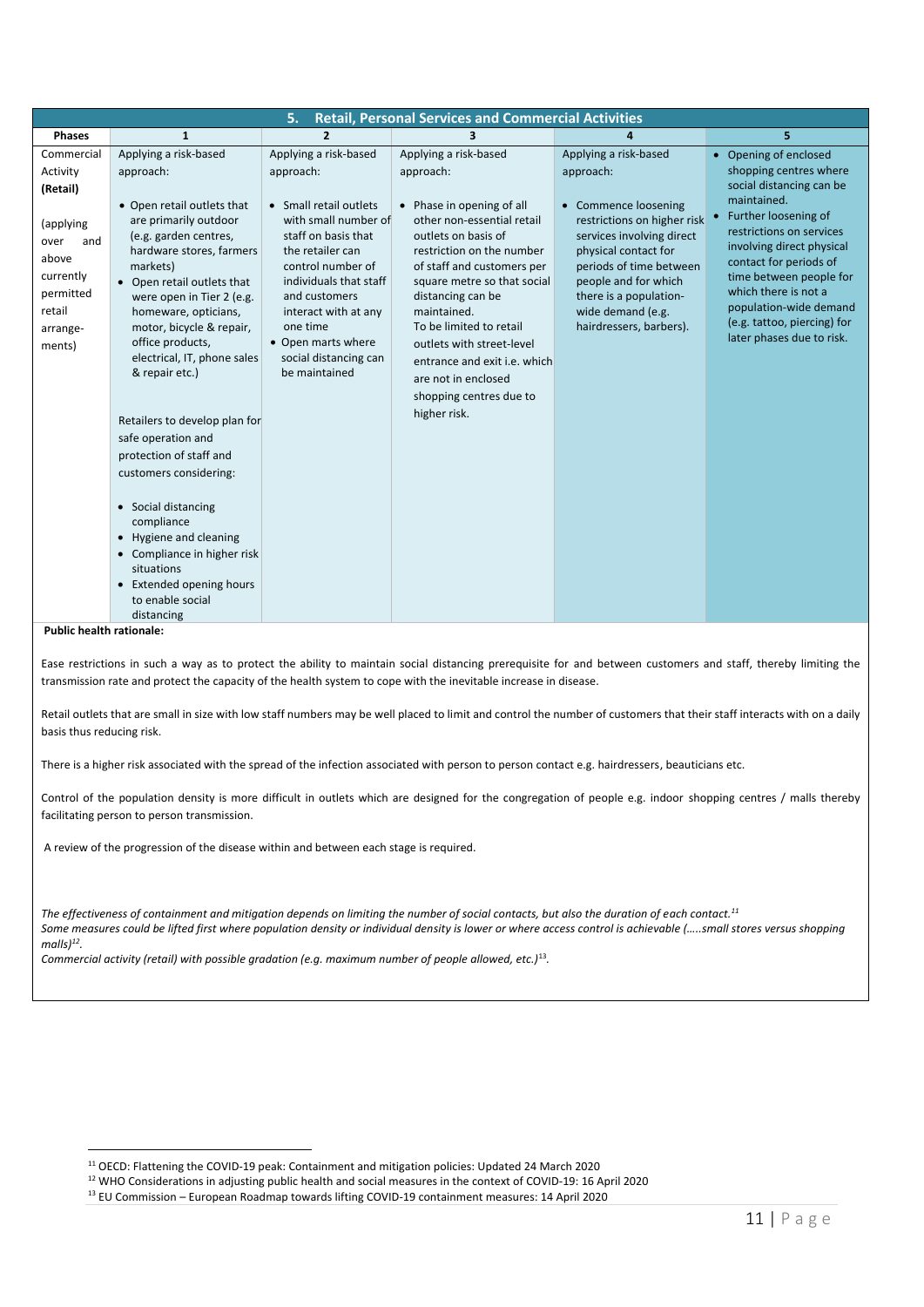| 5. Retail, Personal Services and Commercial Activities | | | | | |
|---|---|---|---|---|---|
| **Phases** | **1** | **2** | **3** | **4** | **5** |
| Commercial Activity **(Retail)** (applying over and above currently permitted retail arrange-ments) | Applying a risk-based approach: • Open retail outlets that are primarily outdoor (e.g. garden centres, hardware stores, farmers markets) • Open retail outlets that were open in Tier 2 (e.g. homeware, opticians, motor, bicycle & repair, office products, electrical, IT, phone sales & repair etc.) Retailers to develop plan for safe operation and protection of staff and customers considering: • Social distancing compliance • Hygiene and cleaning • Compliance in higher risk situations • Extended opening hours to enable social distancing | Applying a risk-based approach: • Small retail outlets with small number of staff on basis that the retailer can control number of individuals that staff and customers interact with at any one time • Open marts where social distancing can be maintained | Applying a risk-based approach: • Phase in opening of all other non-essential retail outlets on basis of restriction on the number of staff and customers per square metre so that social distancing can be maintained. To be limited to retail outlets with street-level entrance and exit i.e. which are not in enclosed shopping centres due to higher risk. | Applying a risk-based approach: • Commence loosening restrictions on higher risk services involving direct physical contact for periods of time between people and for which there is a population-wide demand (e.g. hairdressers, barbers). | • Opening of enclosed shopping centres where social distancing can be maintained. • Further loosening of restrictions on services involving direct physical contact for periods of time between people for which there is not a population-wide demand (e.g. tattoo, piercing) for later phases due to risk. |

**Public health rationale:**

Ease restrictions in such a way as to protect the ability to maintain social distancing prerequisite for and between customers and staff, thereby limiting the transmission rate and protect the capacity of the health system to cope with the inevitable increase in disease.

Retail outlets that are small in size with low staff numbers may be well placed to limit and control the number of customers that their staff interacts with on a daily basis thus reducing risk.

There is a higher risk associated with the spread of the infection associated with person to person contact e.g. hairdressers, beauticians etc.

Control of the population density is more difficult in outlets which are designed for the congregation of people e.g. indoor shopping centres / malls thereby facilitating person to person transmission.

A review of the progression of the disease within and between each stage is required.

*The effectiveness of containment and mitigation depends on limiting the number of social contacts, but also the duration of each contact.*[11]
*Some measures could be lifted first where population density or individual density is lower or where access control is achievable (…..small stores versus shopping malls)*[12].
*Commercial activity (retail) with possible gradation (e.g. maximum number of people allowed, etc.)*[13].

---

[11] OECD: Flattening the COVID-19 peak: Containment and mitigation policies: Updated 24 March 2020
[12] WHO Considerations in adjusting public health and social measures in the context of COVID-19: 16 April 2020
[13] EU Commission – European Roadmap towards lifting COVID-19 containment measures: 14 April 2020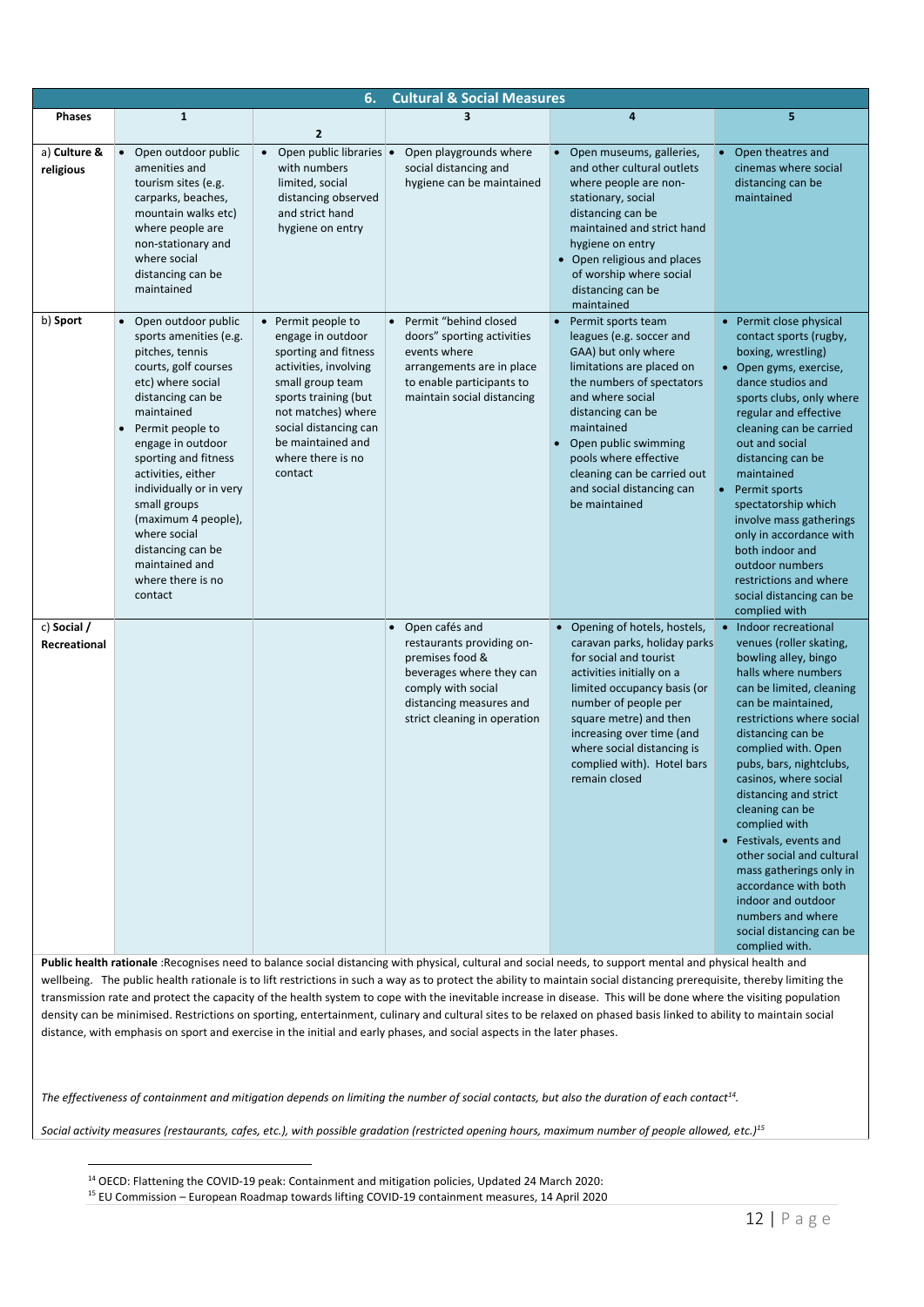| 6. Cultural & Social Measures | | | | | |
|---|---|---|---|---|---|
| **Phases** | **1** | **2** | **3** | **4** | **5** |
| a) **Culture & religious** | • Open outdoor public amenities and tourism sites (e.g. carparks, beaches, mountain walks etc) where people are non-stationary and where social distancing can be maintained | • Open public libraries with numbers limited, social distancing observed and strict hand hygiene on entry | • Open playgrounds where social distancing and hygiene can be maintained | • Open museums, galleries, and other cultural outlets where people are non-stationary, social distancing can be maintained and strict hand hygiene on entry<br>• Open religious and places of worship where social distancing can be maintained | • Open theatres and cinemas where social distancing can be maintained |
| b) **Sport** | • Open outdoor public sports amenities (e.g. pitches, tennis courts, golf courses etc) where social distancing can be maintained<br>• Permit people to engage in outdoor sporting and fitness activities, either individually or in very small groups (maximum 4 people), where social distancing can be maintained and where there is no contact | • Permit people to engage in outdoor sporting and fitness activities, involving small group team sports training (but not matches) where social distancing can be maintained and where there is no contact | • Permit "behind closed doors" sporting activities events where arrangements are in place to enable participants to maintain social distancing | • Permit sports team leagues (e.g. soccer and GAA) but only where limitations are placed on the numbers of spectators and where social distancing can be maintained<br>• Open public swimming pools where effective cleaning can be carried out and social distancing can be maintained | • Permit close physical contact sports (rugby, boxing, wrestling)<br>• Open gyms, exercise, dance studios and sports clubs, only where regular and effective cleaning can be carried out and social distancing can be maintained<br>• Permit sports spectatorship which involve mass gatherings only in accordance with both indoor and outdoor numbers restrictions and where social distancing can be complied with |
| c) **Social / Recreational** | | | • Open cafés and restaurants providing on-premises food & beverages where they can comply with social distancing measures and strict cleaning in operation | • Opening of hotels, hostels, caravan parks, holiday parks for social and tourist activities initially on a limited occupancy basis (or number of people per square metre) and then increasing over time (and where social distancing is complied with). Hotel bars remain closed | • Indoor recreational venues (roller skating, bowling alley, bingo halls where numbers can be limited, cleaning can be maintained, restrictions where social distancing can be complied with. Open pubs, bars, nightclubs, casinos, where social distancing and strict cleaning can be complied with<br>• Festivals, events and other social and cultural mass gatherings only in accordance with both indoor and outdoor numbers and where social distancing can be complied with. |

**Public health rationale** :Recognises need to balance social distancing with physical, cultural and social needs, to support mental and physical health and wellbeing. The public health rationale is to lift restrictions in such a way as to protect the ability to maintain social distancing prerequisite, thereby limiting the transmission rate and protect the capacity of the health system to cope with the inevitable increase in disease. This will be done where the visiting population density can be minimised. Restrictions on sporting, entertainment, culinary and cultural sites to be relaxed on phased basis linked to ability to maintain social distance, with emphasis on sport and exercise in the initial and early phases, and social aspects in the later phases.

*The effectiveness of containment and mitigation depends on limiting the number of social contacts, but also the duration of each contact*[14]*.*

*Social activity measures (restaurants, cafes, etc.), with possible gradation (restricted opening hours, maximum number of people allowed, etc.)*[15]

[14] OECD: Flattening the COVID-19 peak: Containment and mitigation policies, Updated 24 March 2020:

[15] EU Commission – European Roadmap towards lifting COVID-19 containment measures, 14 April 2020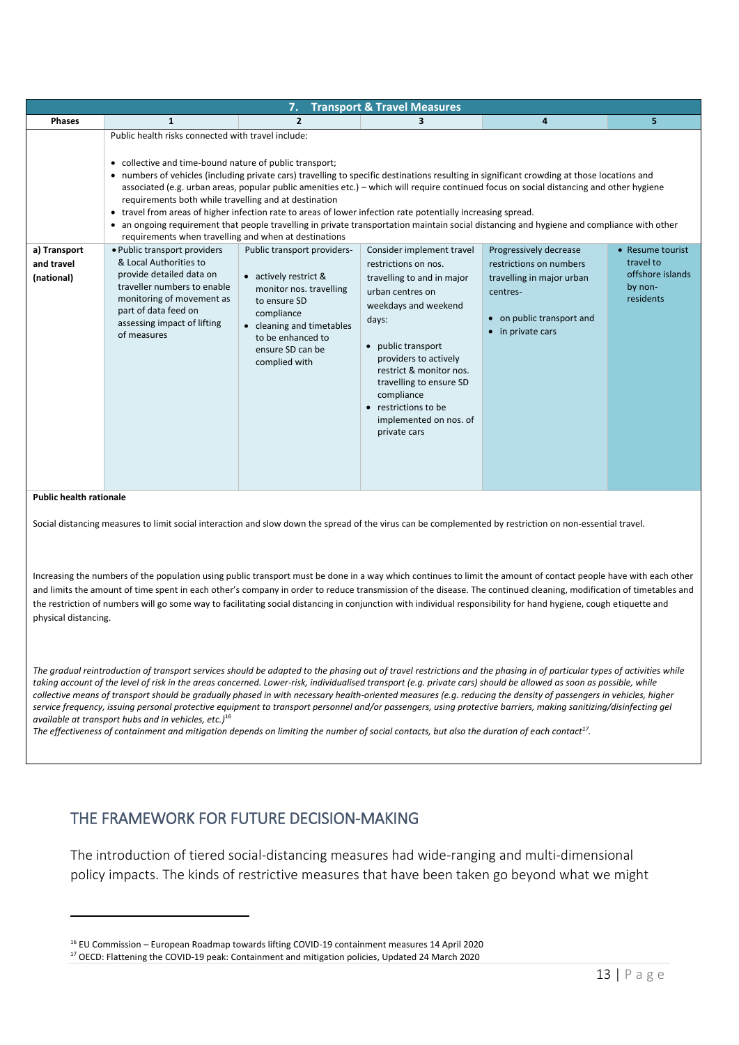| 7. Transport & Travel Measures | | | | | |
|---|---|---|---|---|---|
| **Phases** | **1** | **2** | **3** | **4** | **5** |
| | Public health risks connected with travel include:<br>• collective and time-bound nature of public transport;<br>• numbers of vehicles (including private cars) travelling to specific destinations resulting in significant crowding at those locations and associated (e.g. urban areas, popular public amenities etc.) – which will require continued focus on social distancing and other hygiene requirements both while travelling and at destination<br>• travel from areas of higher infection rate to areas of lower infection rate potentially increasing spread.<br>• an ongoing requirement that people travelling in private transportation maintain social distancing and hygiene and compliance with other requirements when travelling and when at destinations | | | | |
| **a) Transport and travel (national)** | • Public transport providers & Local Authorities to provide detailed data on traveller numbers to enable monitoring of movement as part of data feed on assessing impact of lifting of measures | Public transport providers-<br>• actively restrict & monitor nos. travelling to ensure SD compliance<br>• cleaning and timetables to be enhanced to ensure SD can be complied with | Consider implement travel restrictions on nos. travelling to and in major urban centres on weekdays and weekend days:<br>• public transport providers to actively restrict & monitor nos. travelling to ensure SD compliance<br>• restrictions to be implemented on nos. of private cars | Progressively decrease restrictions on numbers travelling in major urban centres-<br>• on public transport and<br>• in private cars | • Resume tourist travel to offshore islands by non-residents |

**Public health rationale**

Social distancing measures to limit social interaction and slow down the spread of the virus can be complemented by restriction on non-essential travel.

Increasing the numbers of the population using public transport must be done in a way which continues to limit the amount of contact people have with each other and limits the amount of time spent in each other's company in order to reduce transmission of the disease. The continued cleaning, modification of timetables and the restriction of numbers will go some way to facilitating social distancing in conjunction with individual responsibility for hand hygiene, cough etiquette and physical distancing.

*The gradual reintroduction of transport services should be adapted to the phasing out of travel restrictions and the phasing in of particular types of activities while taking account of the level of risk in the areas concerned. Lower-risk, individualised transport (e.g. private cars) should be allowed as soon as possible, while collective means of transport should be gradually phased in with necessary health-oriented measures (e.g. reducing the density of passengers in vehicles, higher service frequency, issuing personal protective equipment to transport personnel and/or passengers, using protective barriers, making sanitizing/disinfecting gel available at transport hubs and in vehicles, etc.)*[16]
*The effectiveness of containment and mitigation depends on limiting the number of social contacts, but also the duration of each contact*[17].

## THE FRAMEWORK FOR FUTURE DECISION-MAKING

The introduction of tiered social-distancing measures had wide-ranging and multi-dimensional policy impacts. The kinds of restrictive measures that have been taken go beyond what we might

[16] EU Commission – European Roadmap towards lifting COVID-19 containment measures 14 April 2020
[17] OECD: Flattening the COVID-19 peak: Containment and mitigation policies, Updated 24 March 2020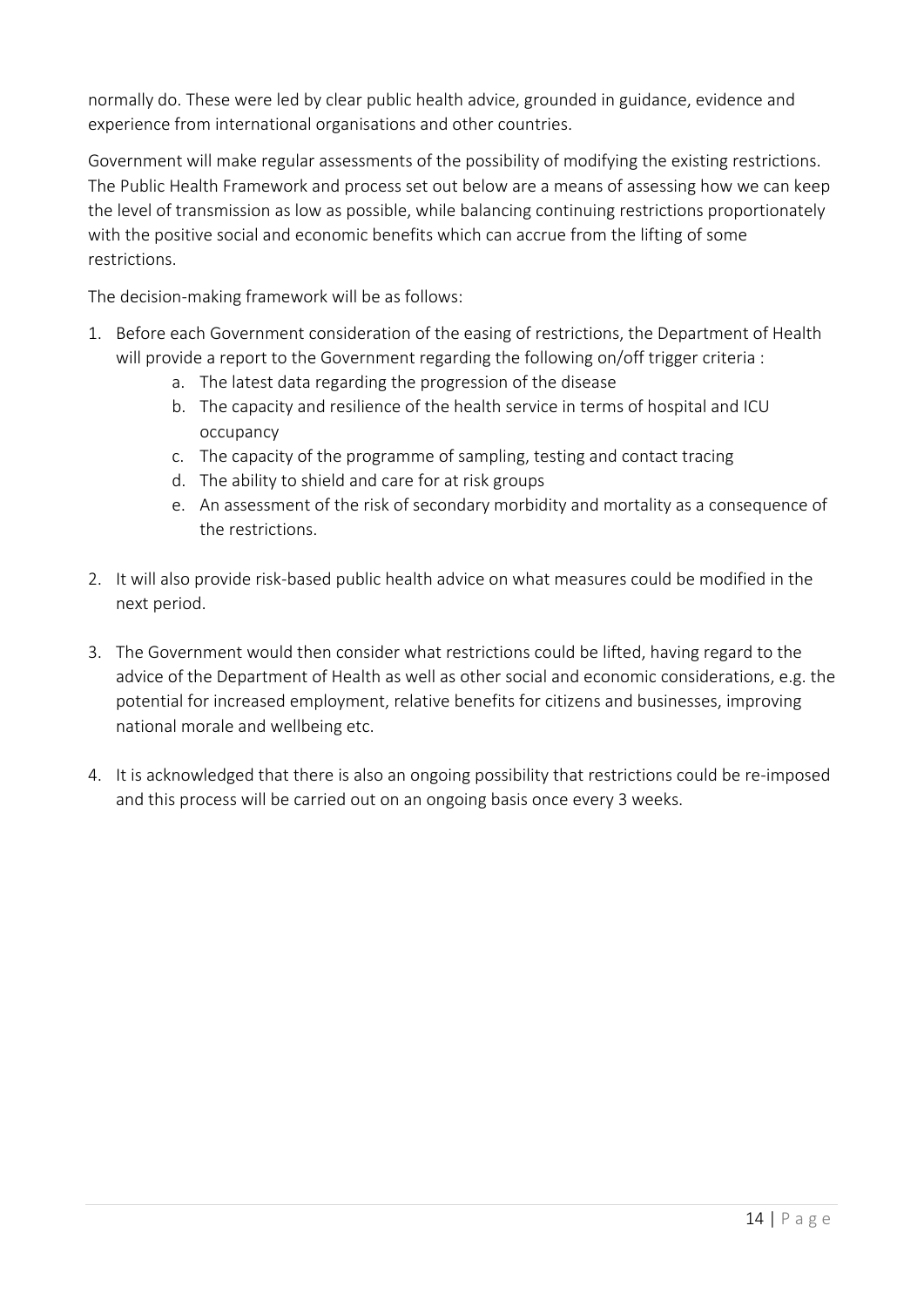normally do. These were led by clear public health advice, grounded in guidance, evidence and experience from international organisations and other countries.

Government will make regular assessments of the possibility of modifying the existing restrictions. The Public Health Framework and process set out below are a means of assessing how we can keep the level of transmission as low as possible, while balancing continuing restrictions proportionately with the positive social and economic benefits which can accrue from the lifting of some restrictions.

The decision-making framework will be as follows:

1. Before each Government consideration of the easing of restrictions, the Department of Health will provide a report to the Government regarding the following on/off trigger criteria :
    a. The latest data regarding the progression of the disease
    b. The capacity and resilience of the health service in terms of hospital and ICU occupancy
    c. The capacity of the programme of sampling, testing and contact tracing
    d. The ability to shield and care for at risk groups
    e. An assessment of the risk of secondary morbidity and mortality as a consequence of the restrictions.

2. It will also provide risk-based public health advice on what measures could be modified in the next period.

3. The Government would then consider what restrictions could be lifted, having regard to the advice of the Department of Health as well as other social and economic considerations, e.g. the potential for increased employment, relative benefits for citizens and businesses, improving national morale and wellbeing etc.

4. It is acknowledged that there is also an ongoing possibility that restrictions could be re-imposed and this process will be carried out on an ongoing basis once every 3 weeks.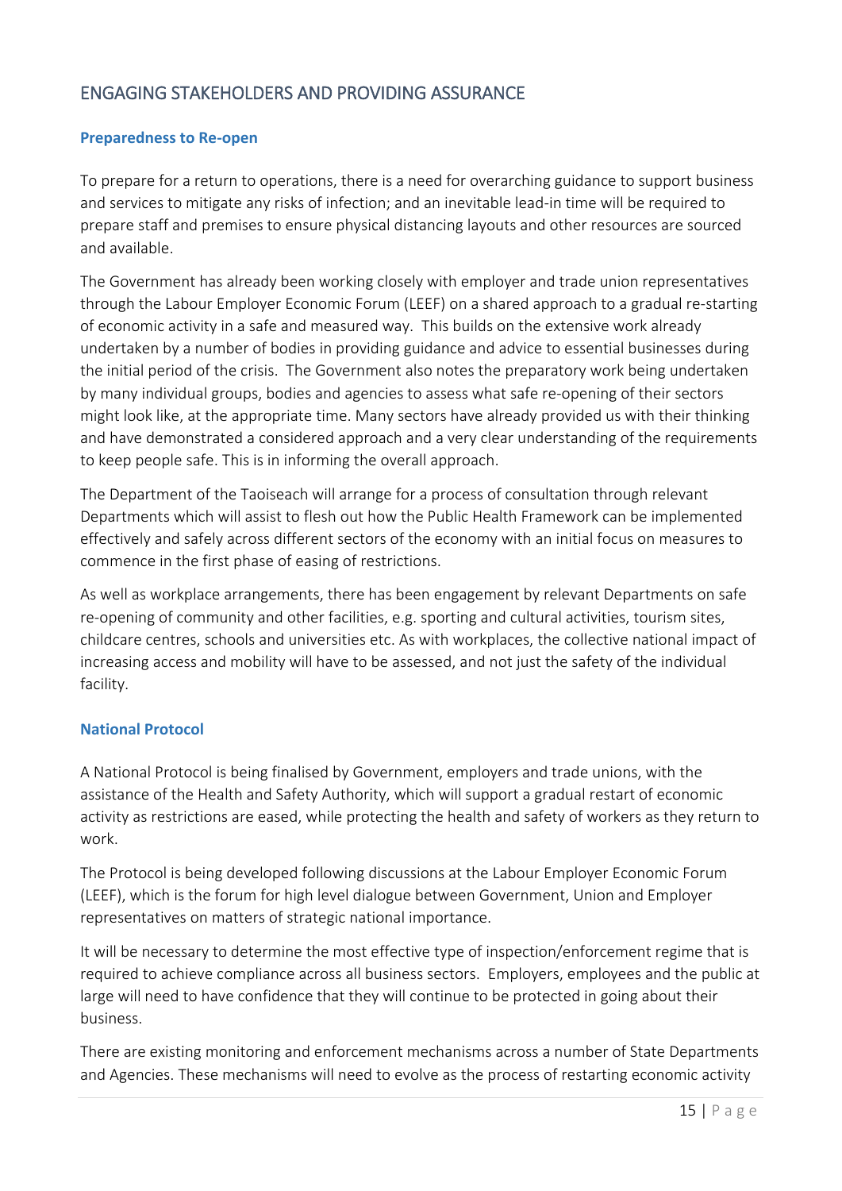## ENGAGING STAKEHOLDERS AND PROVIDING ASSURANCE

### Preparedness to Re-open

To prepare for a return to operations, there is a need for overarching guidance to support business and services to mitigate any risks of infection; and an inevitable lead-in time will be required to prepare staff and premises to ensure physical distancing layouts and other resources are sourced and available.

The Government has already been working closely with employer and trade union representatives through the Labour Employer Economic Forum (LEEF) on a shared approach to a gradual re-starting of economic activity in a safe and measured way. This builds on the extensive work already undertaken by a number of bodies in providing guidance and advice to essential businesses during the initial period of the crisis. The Government also notes the preparatory work being undertaken by many individual groups, bodies and agencies to assess what safe re-opening of their sectors might look like, at the appropriate time. Many sectors have already provided us with their thinking and have demonstrated a considered approach and a very clear understanding of the requirements to keep people safe. This is in informing the overall approach.

The Department of the Taoiseach will arrange for a process of consultation through relevant Departments which will assist to flesh out how the Public Health Framework can be implemented effectively and safely across different sectors of the economy with an initial focus on measures to commence in the first phase of easing of restrictions.

As well as workplace arrangements, there has been engagement by relevant Departments on safe re-opening of community and other facilities, e.g. sporting and cultural activities, tourism sites, childcare centres, schools and universities etc. As with workplaces, the collective national impact of increasing access and mobility will have to be assessed, and not just the safety of the individual facility.

### National Protocol

A National Protocol is being finalised by Government, employers and trade unions, with the assistance of the Health and Safety Authority, which will support a gradual restart of economic activity as restrictions are eased, while protecting the health and safety of workers as they return to work.

The Protocol is being developed following discussions at the Labour Employer Economic Forum (LEEF), which is the forum for high level dialogue between Government, Union and Employer representatives on matters of strategic national importance.

It will be necessary to determine the most effective type of inspection/enforcement regime that is required to achieve compliance across all business sectors. Employers, employees and the public at large will need to have confidence that they will continue to be protected in going about their business.

There are existing monitoring and enforcement mechanisms across a number of State Departments and Agencies. These mechanisms will need to evolve as the process of restarting economic activity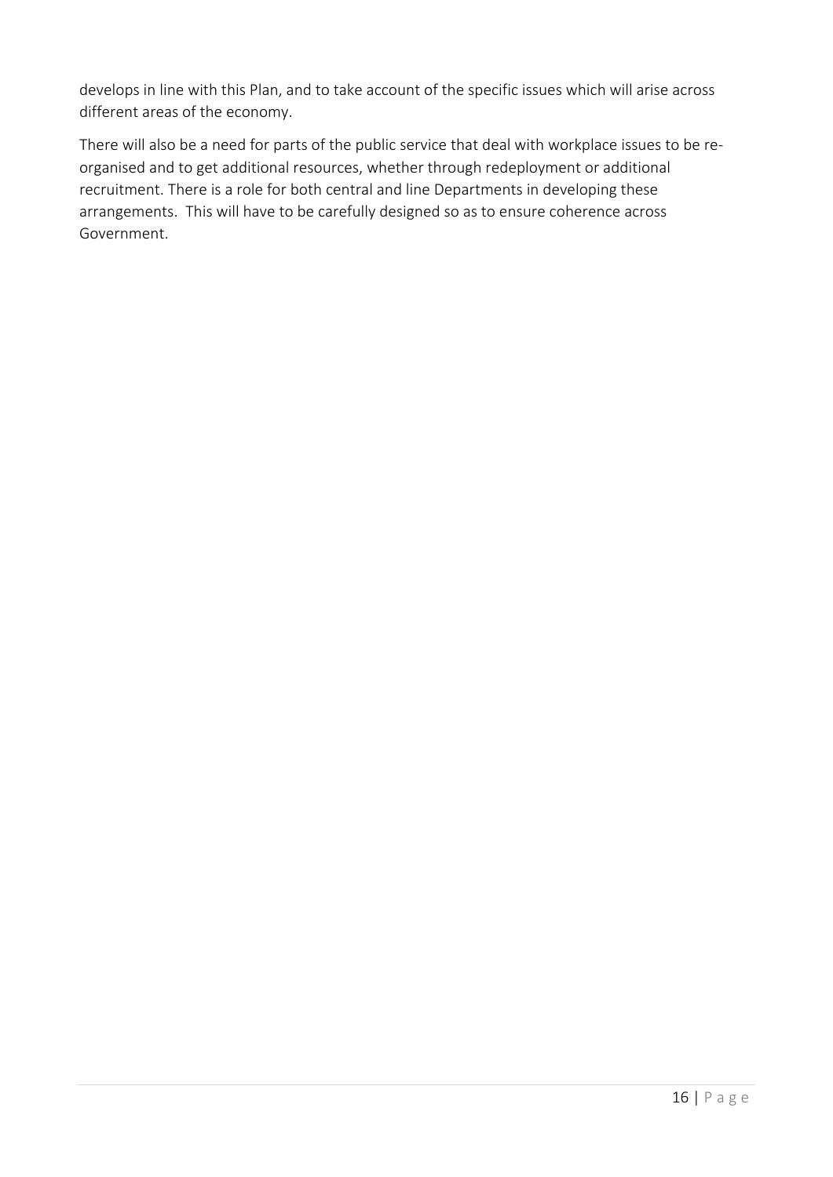develops in line with this Plan, and to take account of the specific issues which will arise across different areas of the economy.

There will also be a need for parts of the public service that deal with workplace issues to be re-organised and to get additional resources, whether through redeployment or additional recruitment. There is a role for both central and line Departments in developing these arrangements. This will have to be carefully designed so as to ensure coherence across Government.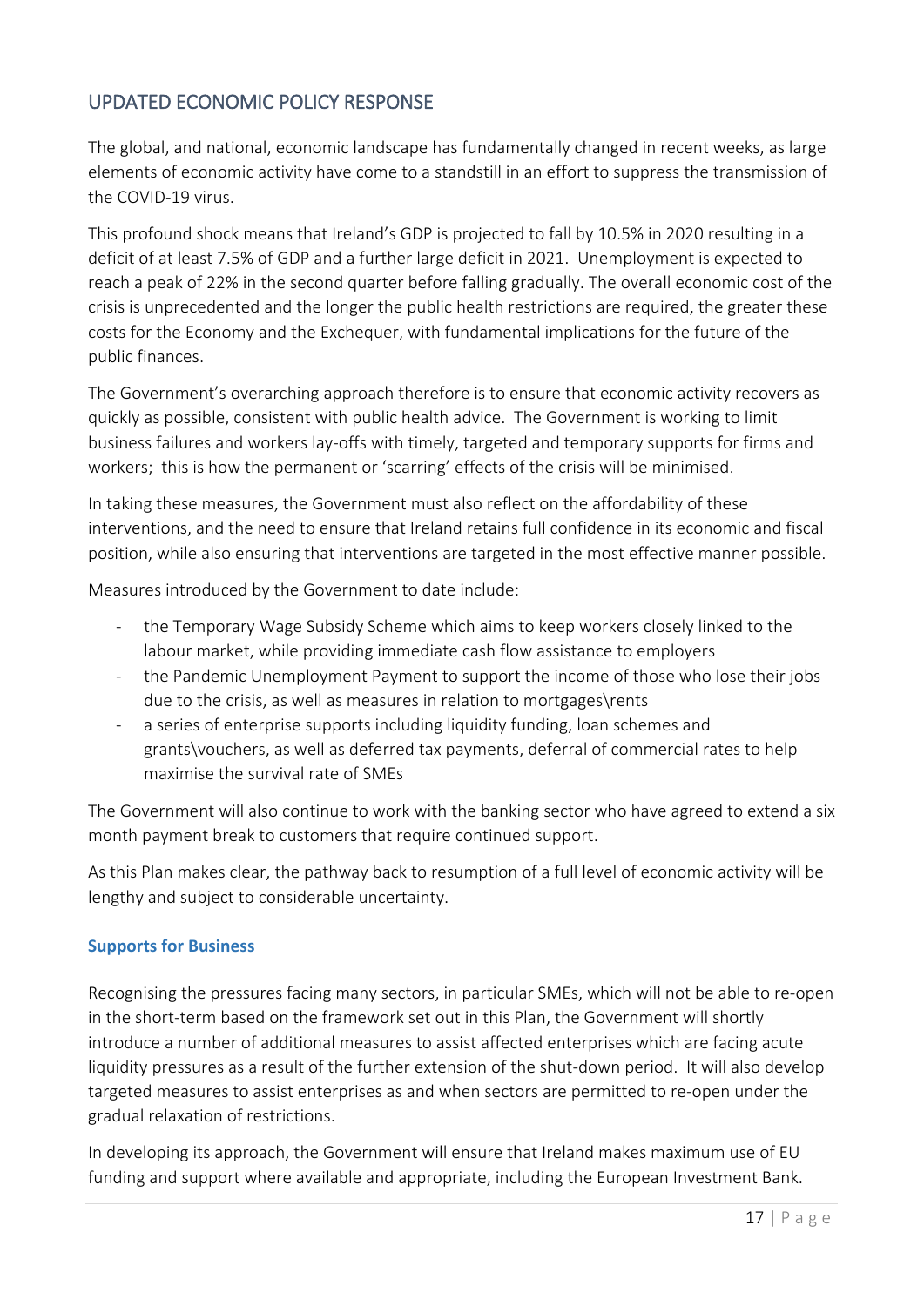## UPDATED ECONOMIC POLICY RESPONSE

The global, and national, economic landscape has fundamentally changed in recent weeks, as large elements of economic activity have come to a standstill in an effort to suppress the transmission of the COVID-19 virus.

This profound shock means that Ireland's GDP is projected to fall by 10.5% in 2020 resulting in a deficit of at least 7.5% of GDP and a further large deficit in 2021. Unemployment is expected to reach a peak of 22% in the second quarter before falling gradually. The overall economic cost of the crisis is unprecedented and the longer the public health restrictions are required, the greater these costs for the Economy and the Exchequer, with fundamental implications for the future of the public finances.

The Government's overarching approach therefore is to ensure that economic activity recovers as quickly as possible, consistent with public health advice. The Government is working to limit business failures and workers lay-offs with timely, targeted and temporary supports for firms and workers; this is how the permanent or 'scarring' effects of the crisis will be minimised.

In taking these measures, the Government must also reflect on the affordability of these interventions, and the need to ensure that Ireland retains full confidence in its economic and fiscal position, while also ensuring that interventions are targeted in the most effective manner possible.

Measures introduced by the Government to date include:

- the Temporary Wage Subsidy Scheme which aims to keep workers closely linked to the labour market, while providing immediate cash flow assistance to employers
- the Pandemic Unemployment Payment to support the income of those who lose their jobs due to the crisis, as well as measures in relation to mortgages\rents
- a series of enterprise supports including liquidity funding, loan schemes and grants\vouchers, as well as deferred tax payments, deferral of commercial rates to help maximise the survival rate of SMEs

The Government will also continue to work with the banking sector who have agreed to extend a six month payment break to customers that require continued support.

As this Plan makes clear, the pathway back to resumption of a full level of economic activity will be lengthy and subject to considerable uncertainty.

### Supports for Business

Recognising the pressures facing many sectors, in particular SMEs, which will not be able to re-open in the short-term based on the framework set out in this Plan, the Government will shortly introduce a number of additional measures to assist affected enterprises which are facing acute liquidity pressures as a result of the further extension of the shut-down period. It will also develop targeted measures to assist enterprises as and when sectors are permitted to re-open under the gradual relaxation of restrictions.

In developing its approach, the Government will ensure that Ireland makes maximum use of EU funding and support where available and appropriate, including the European Investment Bank.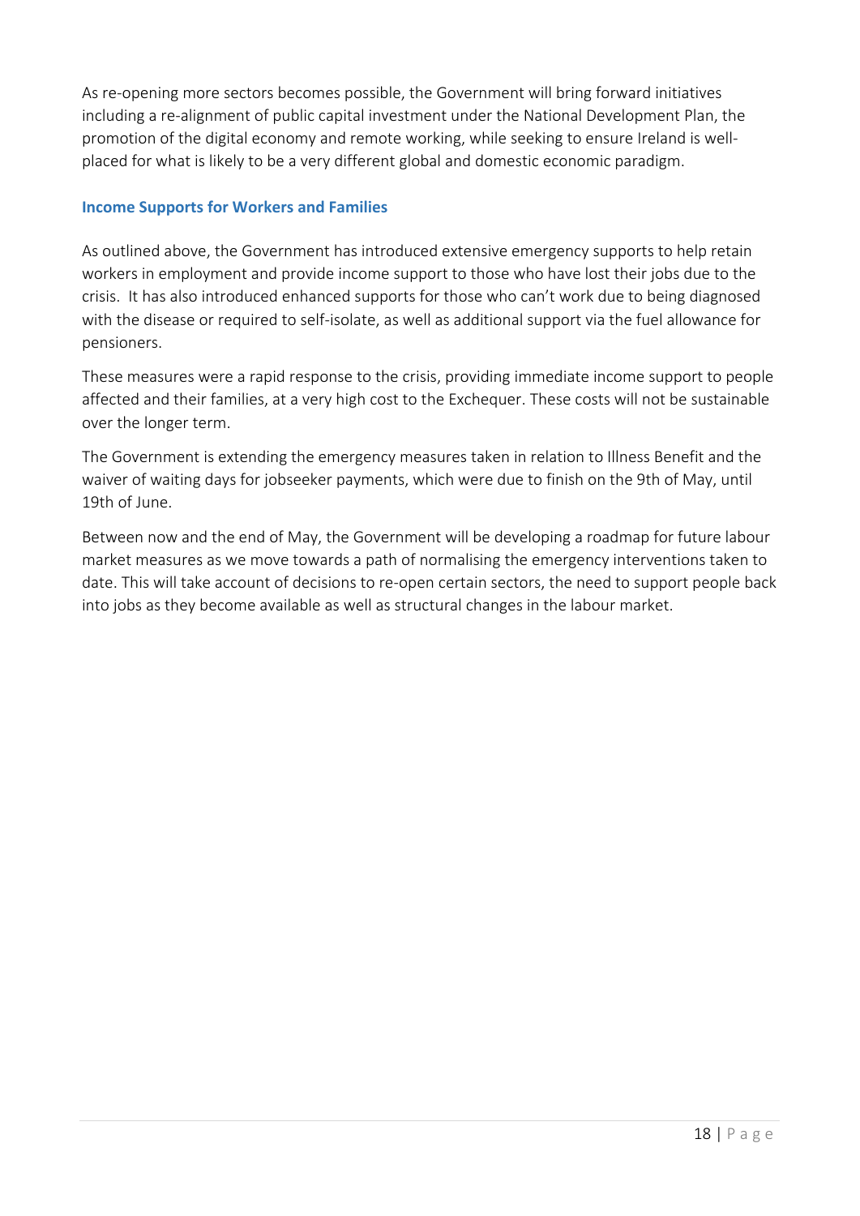As re-opening more sectors becomes possible, the Government will bring forward initiatives including a re-alignment of public capital investment under the National Development Plan, the promotion of the digital economy and remote working, while seeking to ensure Ireland is well-placed for what is likely to be a very different global and domestic economic paradigm.

### Income Supports for Workers and Families

As outlined above, the Government has introduced extensive emergency supports to help retain workers in employment and provide income support to those who have lost their jobs due to the crisis. It has also introduced enhanced supports for those who can't work due to being diagnosed with the disease or required to self-isolate, as well as additional support via the fuel allowance for pensioners.

These measures were a rapid response to the crisis, providing immediate income support to people affected and their families, at a very high cost to the Exchequer. These costs will not be sustainable over the longer term.

The Government is extending the emergency measures taken in relation to Illness Benefit and the waiver of waiting days for jobseeker payments, which were due to finish on the 9th of May, until 19th of June.

Between now and the end of May, the Government will be developing a roadmap for future labour market measures as we move towards a path of normalising the emergency interventions taken to date. This will take account of decisions to re-open certain sectors, the need to support people back into jobs as they become available as well as structural changes in the labour market.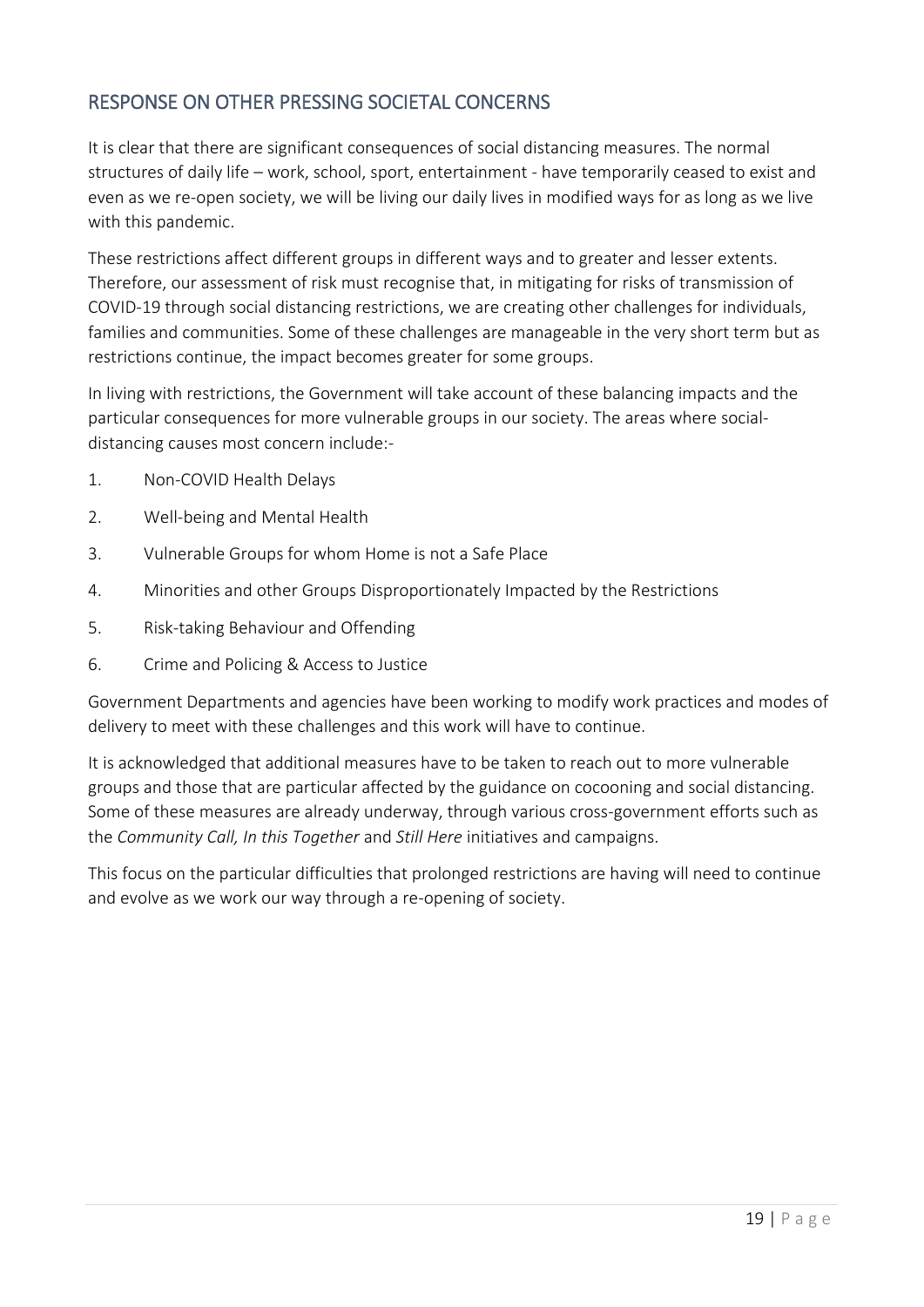## RESPONSE ON OTHER PRESSING SOCIETAL CONCERNS

It is clear that there are significant consequences of social distancing measures. The normal structures of daily life – work, school, sport, entertainment - have temporarily ceased to exist and even as we re-open society, we will be living our daily lives in modified ways for as long as we live with this pandemic.

These restrictions affect different groups in different ways and to greater and lesser extents. Therefore, our assessment of risk must recognise that, in mitigating for risks of transmission of COVID-19 through social distancing restrictions, we are creating other challenges for individuals, families and communities. Some of these challenges are manageable in the very short term but as restrictions continue, the impact becomes greater for some groups.

In living with restrictions, the Government will take account of these balancing impacts and the particular consequences for more vulnerable groups in our society. The areas where social-distancing causes most concern include:-

1. Non-COVID Health Delays
2. Well-being and Mental Health
3. Vulnerable Groups for whom Home is not a Safe Place
4. Minorities and other Groups Disproportionately Impacted by the Restrictions
5. Risk-taking Behaviour and Offending
6. Crime and Policing & Access to Justice

Government Departments and agencies have been working to modify work practices and modes of delivery to meet with these challenges and this work will have to continue.

It is acknowledged that additional measures have to be taken to reach out to more vulnerable groups and those that are particular affected by the guidance on cocooning and social distancing. Some of these measures are already underway, through various cross-government efforts such as the *Community Call, In this Together* and *Still Here* initiatives and campaigns.

This focus on the particular difficulties that prolonged restrictions are having will need to continue and evolve as we work our way through a re-opening of society.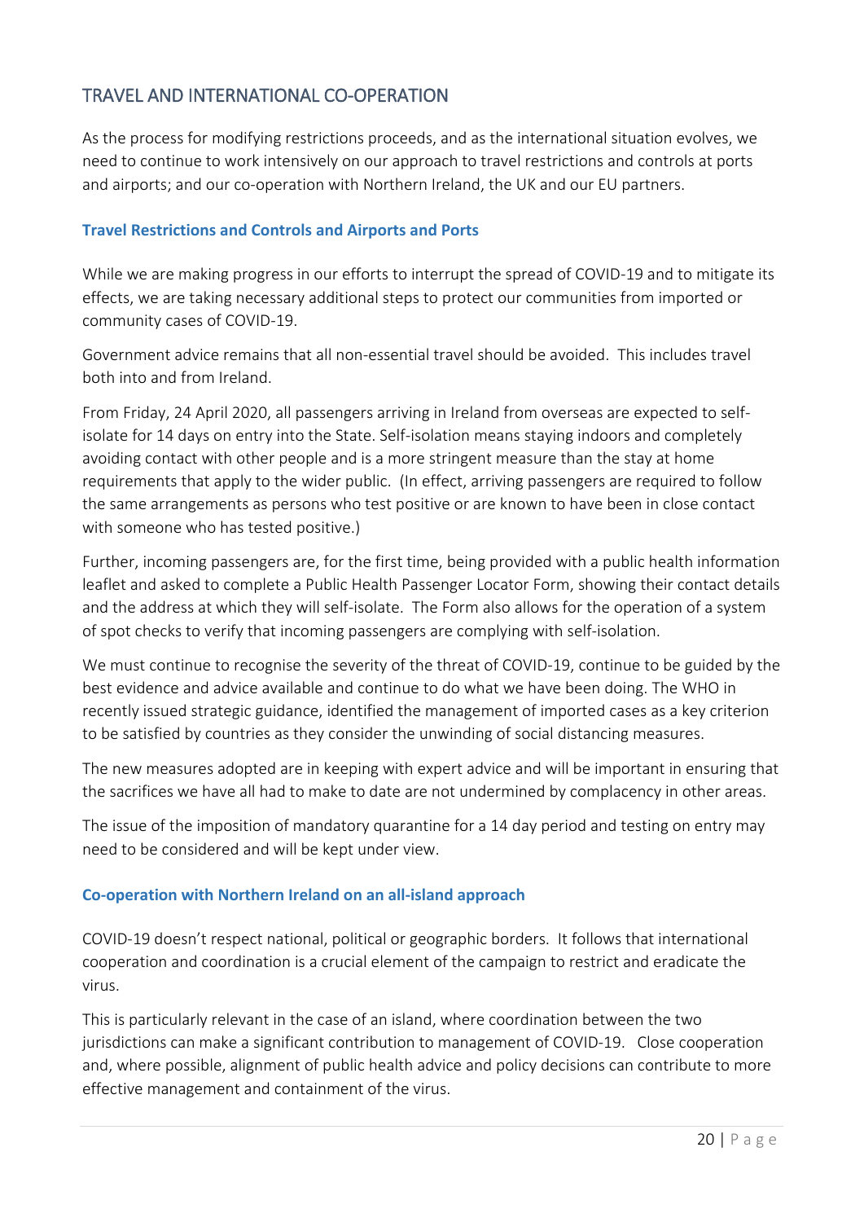## TRAVEL AND INTERNATIONAL CO-OPERATION

As the process for modifying restrictions proceeds, and as the international situation evolves, we need to continue to work intensively on our approach to travel restrictions and controls at ports and airports; and our co-operation with Northern Ireland, the UK and our EU partners.

### Travel Restrictions and Controls and Airports and Ports

While we are making progress in our efforts to interrupt the spread of COVID-19 and to mitigate its effects, we are taking necessary additional steps to protect our communities from imported or community cases of COVID-19.

Government advice remains that all non-essential travel should be avoided. This includes travel both into and from Ireland.

From Friday, 24 April 2020, all passengers arriving in Ireland from overseas are expected to self-isolate for 14 days on entry into the State. Self-isolation means staying indoors and completely avoiding contact with other people and is a more stringent measure than the stay at home requirements that apply to the wider public. (In effect, arriving passengers are required to follow the same arrangements as persons who test positive or are known to have been in close contact with someone who has tested positive.)

Further, incoming passengers are, for the first time, being provided with a public health information leaflet and asked to complete a Public Health Passenger Locator Form, showing their contact details and the address at which they will self-isolate. The Form also allows for the operation of a system of spot checks to verify that incoming passengers are complying with self-isolation.

We must continue to recognise the severity of the threat of COVID-19, continue to be guided by the best evidence and advice available and continue to do what we have been doing. The WHO in recently issued strategic guidance, identified the management of imported cases as a key criterion to be satisfied by countries as they consider the unwinding of social distancing measures.

The new measures adopted are in keeping with expert advice and will be important in ensuring that the sacrifices we have all had to make to date are not undermined by complacency in other areas.

The issue of the imposition of mandatory quarantine for a 14 day period and testing on entry may need to be considered and will be kept under view.

### Co-operation with Northern Ireland on an all-island approach

COVID-19 doesn't respect national, political or geographic borders. It follows that international cooperation and coordination is a crucial element of the campaign to restrict and eradicate the virus.

This is particularly relevant in the case of an island, where coordination between the two jurisdictions can make a significant contribution to management of COVID-19. Close cooperation and, where possible, alignment of public health advice and policy decisions can contribute to more effective management and containment of the virus.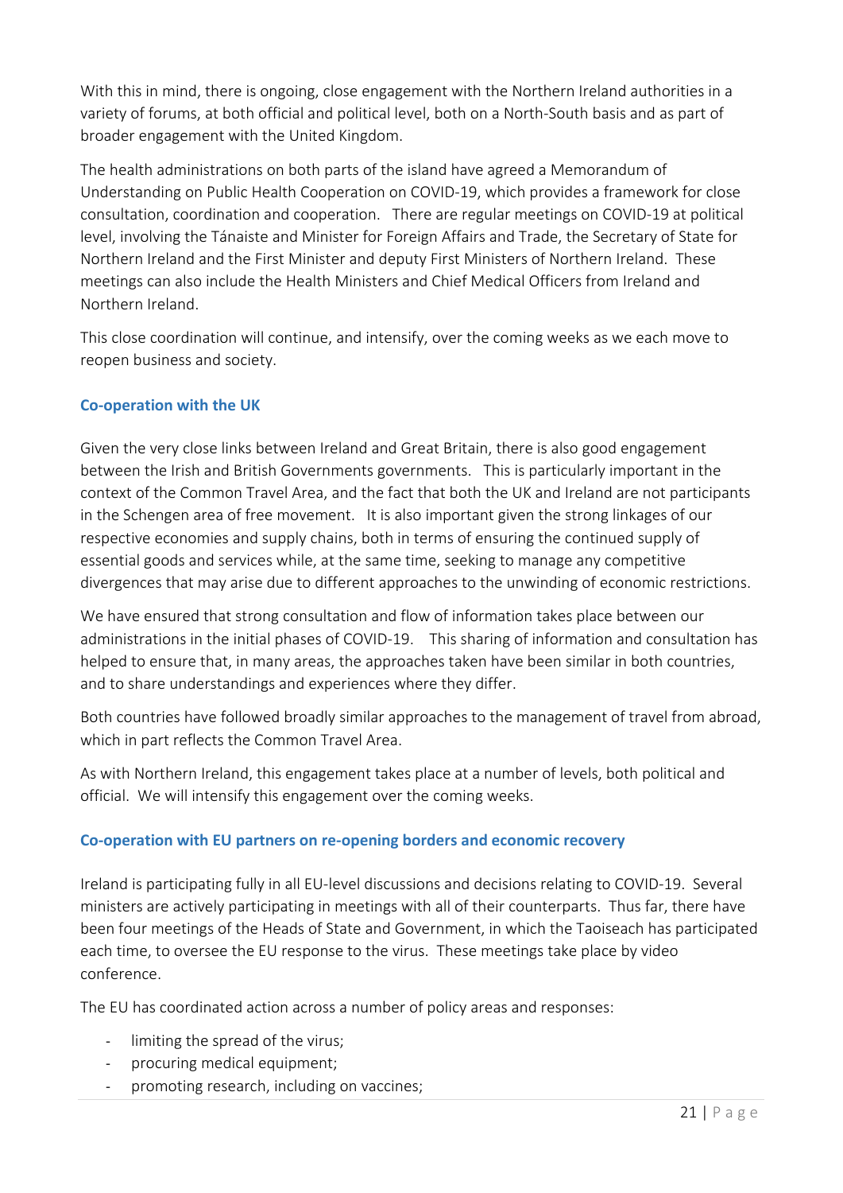With this in mind, there is ongoing, close engagement with the Northern Ireland authorities in a variety of forums, at both official and political level, both on a North-South basis and as part of broader engagement with the United Kingdom.

The health administrations on both parts of the island have agreed a Memorandum of Understanding on Public Health Cooperation on COVID-19, which provides a framework for close consultation, coordination and cooperation. There are regular meetings on COVID-19 at political level, involving the Tánaiste and Minister for Foreign Affairs and Trade, the Secretary of State for Northern Ireland and the First Minister and deputy First Ministers of Northern Ireland. These meetings can also include the Health Ministers and Chief Medical Officers from Ireland and Northern Ireland.

This close coordination will continue, and intensify, over the coming weeks as we each move to reopen business and society.

### Co-operation with the UK

Given the very close links between Ireland and Great Britain, there is also good engagement between the Irish and British Governments governments. This is particularly important in the context of the Common Travel Area, and the fact that both the UK and Ireland are not participants in the Schengen area of free movement. It is also important given the strong linkages of our respective economies and supply chains, both in terms of ensuring the continued supply of essential goods and services while, at the same time, seeking to manage any competitive divergences that may arise due to different approaches to the unwinding of economic restrictions.

We have ensured that strong consultation and flow of information takes place between our administrations in the initial phases of COVID-19. This sharing of information and consultation has helped to ensure that, in many areas, the approaches taken have been similar in both countries, and to share understandings and experiences where they differ.

Both countries have followed broadly similar approaches to the management of travel from abroad, which in part reflects the Common Travel Area.

As with Northern Ireland, this engagement takes place at a number of levels, both political and official. We will intensify this engagement over the coming weeks.

### Co-operation with EU partners on re-opening borders and economic recovery

Ireland is participating fully in all EU-level discussions and decisions relating to COVID-19. Several ministers are actively participating in meetings with all of their counterparts. Thus far, there have been four meetings of the Heads of State and Government, in which the Taoiseach has participated each time, to oversee the EU response to the virus. These meetings take place by video conference.

The EU has coordinated action across a number of policy areas and responses:

- limiting the spread of the virus;
- procuring medical equipment;
- promoting research, including on vaccines;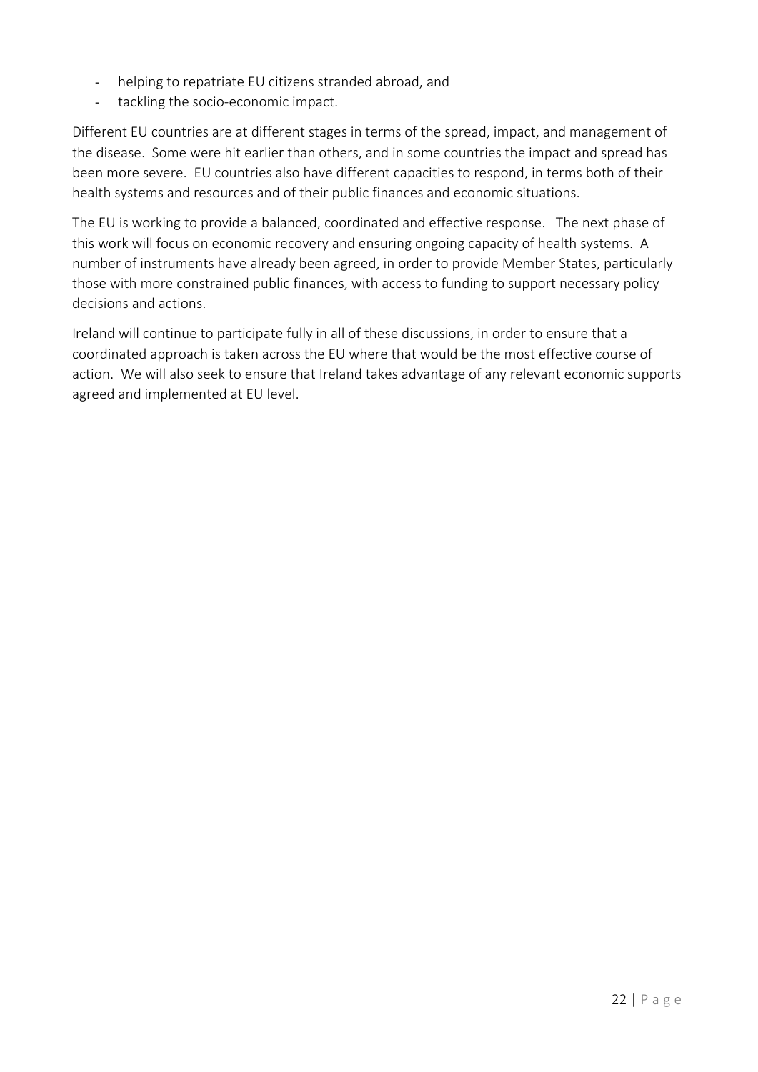- helping to repatriate EU citizens stranded abroad, and
- tackling the socio-economic impact.

Different EU countries are at different stages in terms of the spread, impact, and management of the disease. Some were hit earlier than others, and in some countries the impact and spread has been more severe. EU countries also have different capacities to respond, in terms both of their health systems and resources and of their public finances and economic situations.

The EU is working to provide a balanced, coordinated and effective response. The next phase of this work will focus on economic recovery and ensuring ongoing capacity of health systems. A number of instruments have already been agreed, in order to provide Member States, particularly those with more constrained public finances, with access to funding to support necessary policy decisions and actions.

Ireland will continue to participate fully in all of these discussions, in order to ensure that a coordinated approach is taken across the EU where that would be the most effective course of action. We will also seek to ensure that Ireland takes advantage of any relevant economic supports agreed and implemented at EU level.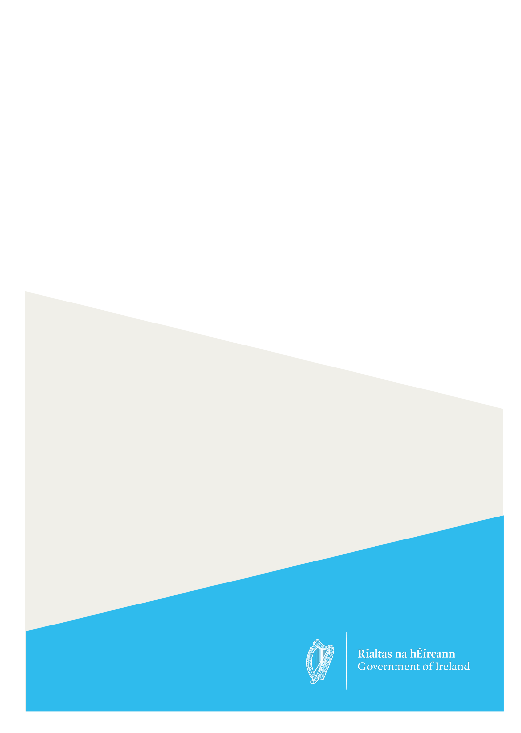Rialtas na hÉireann
Government of Ireland